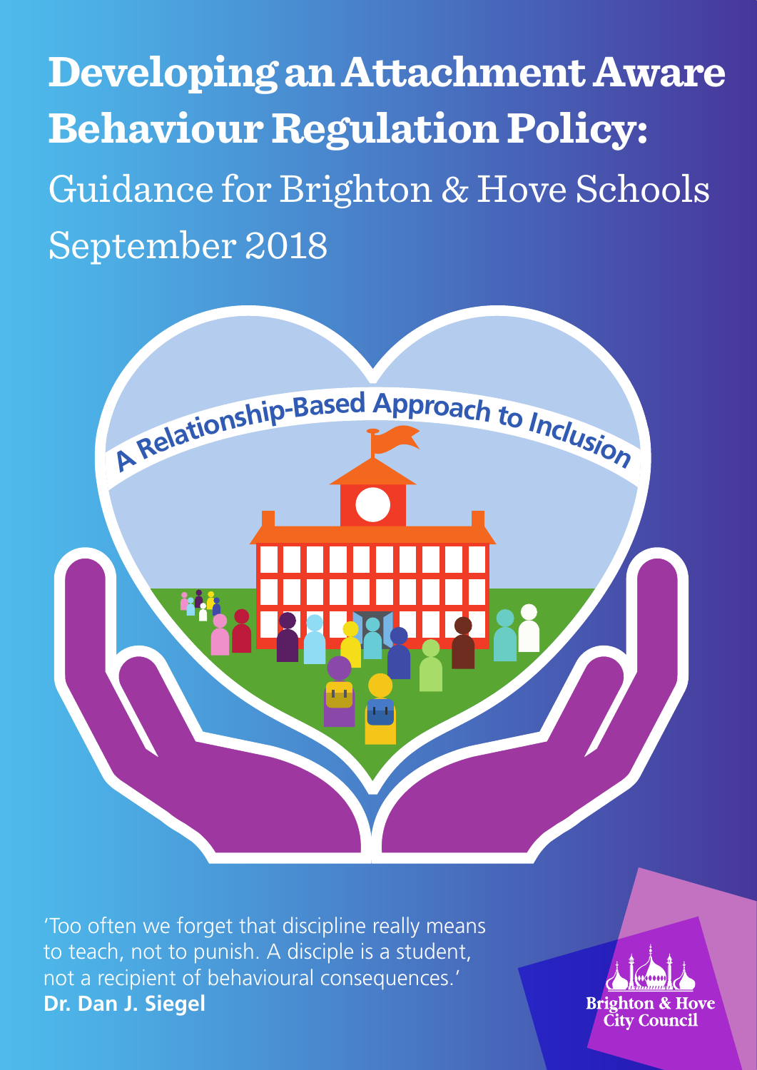# Developing an Attachment Aware Behaviour Regulation Policy:

Guidance for Brighton & Hove Schools

September 2018

A Relationship-Based Approach to Inclusion

'Too often we forget that discipline really means to teach, not to punish. A disciple is a student, not a recipient of behavioural consequences.'
**Dr. Dan J. Siegel**

Brighton & Hove City Council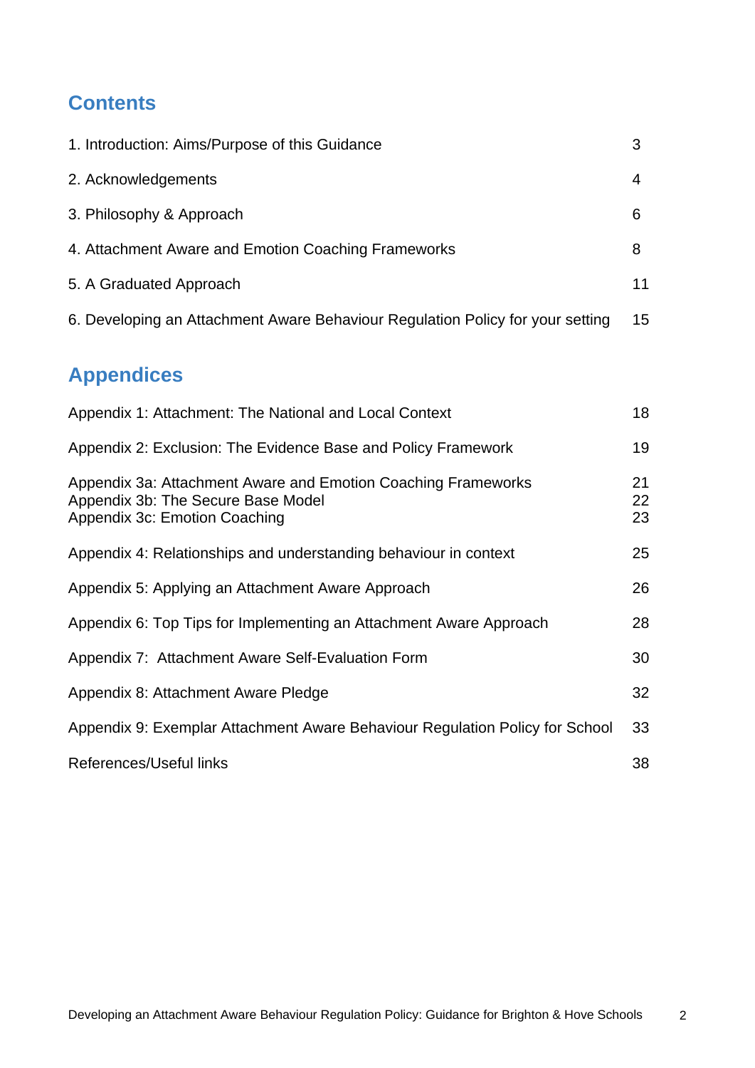## Contents

| | |
|---|---|
| 1. Introduction: Aims/Purpose of this Guidance | 3 |
| 2. Acknowledgements | 4 |
| 3. Philosophy & Approach | 6 |
| 4. Attachment Aware and Emotion Coaching Frameworks | 8 |
| 5. A Graduated Approach | 11 |
| 6. Developing an Attachment Aware Behaviour Regulation Policy for your setting | 15 |

## Appendices

| | |
|---|---|
| Appendix 1: Attachment: The National and Local Context | 18 |
| Appendix 2: Exclusion: The Evidence Base and Policy Framework | 19 |
| Appendix 3a: Attachment Aware and Emotion Coaching Frameworks | 21 |
| Appendix 3b: The Secure Base Model | 22 |
| Appendix 3c: Emotion Coaching | 23 |
| Appendix 4: Relationships and understanding behaviour in context | 25 |
| Appendix 5: Applying an Attachment Aware Approach | 26 |
| Appendix 6: Top Tips for Implementing an Attachment Aware Approach | 28 |
| Appendix 7: Attachment Aware Self-Evaluation Form | 30 |
| Appendix 8: Attachment Aware Pledge | 32 |
| Appendix 9: Exemplar Attachment Aware Behaviour Regulation Policy for School | 33 |
| References/Useful links | 38 |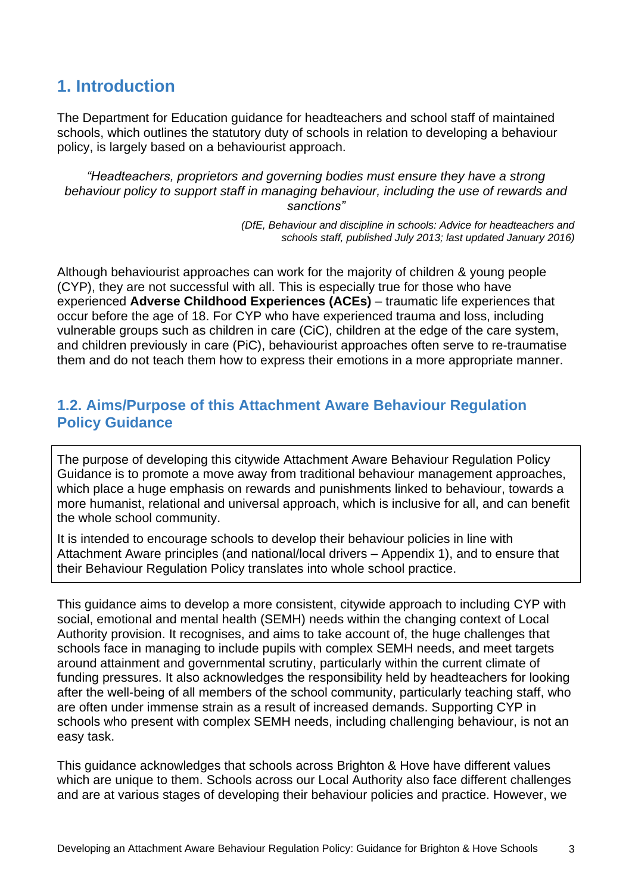## 1. Introduction

The Department for Education guidance for headteachers and school staff of maintained schools, which outlines the statutory duty of schools in relation to developing a behaviour policy, is largely based on a behaviourist approach.

> *"Headteachers, proprietors and governing bodies must ensure they have a strong behaviour policy to support staff in managing behaviour, including the use of rewards and sanctions"*
>
> *(DfE, Behaviour and discipline in schools: Advice for headteachers and schools staff, published July 2013; last updated January 2016)*

Although behaviourist approaches can work for the majority of children & young people (CYP), they are not successful with all. This is especially true for those who have experienced **Adverse Childhood Experiences (ACEs)** – traumatic life experiences that occur before the age of 18. For CYP who have experienced trauma and loss, including vulnerable groups such as children in care (CiC), children at the edge of the care system, and children previously in care (PiC), behaviourist approaches often serve to re-traumatise them and do not teach them how to express their emotions in a more appropriate manner.

### 1.2. Aims/Purpose of this Attachment Aware Behaviour Regulation Policy Guidance

The purpose of developing this citywide Attachment Aware Behaviour Regulation Policy Guidance is to promote a move away from traditional behaviour management approaches, which place a huge emphasis on rewards and punishments linked to behaviour, towards a more humanist, relational and universal approach, which is inclusive for all, and can benefit the whole school community.

It is intended to encourage schools to develop their behaviour policies in line with Attachment Aware principles (and national/local drivers – Appendix 1), and to ensure that their Behaviour Regulation Policy translates into whole school practice.

This guidance aims to develop a more consistent, citywide approach to including CYP with social, emotional and mental health (SEMH) needs within the changing context of Local Authority provision. It recognises, and aims to take account of, the huge challenges that schools face in managing to include pupils with complex SEMH needs, and meet targets around attainment and governmental scrutiny, particularly within the current climate of funding pressures. It also acknowledges the responsibility held by headteachers for looking after the well-being of all members of the school community, particularly teaching staff, who are often under immense strain as a result of increased demands. Supporting CYP in schools who present with complex SEMH needs, including challenging behaviour, is not an easy task.

This guidance acknowledges that schools across Brighton & Hove have different values which are unique to them. Schools across our Local Authority also face different challenges and are at various stages of developing their behaviour policies and practice. However, we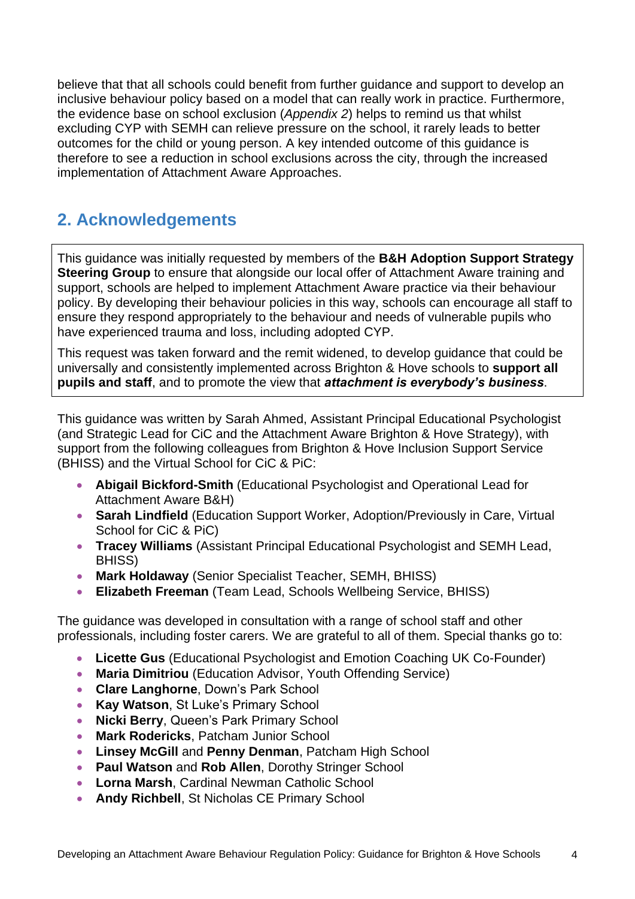believe that that all schools could benefit from further guidance and support to develop an inclusive behaviour policy based on a model that can really work in practice. Furthermore, the evidence base on school exclusion (*Appendix 2*) helps to remind us that whilst excluding CYP with SEMH can relieve pressure on the school, it rarely leads to better outcomes for the child or young person. A key intended outcome of this guidance is therefore to see a reduction in school exclusions across the city, through the increased implementation of Attachment Aware Approaches.

## 2. Acknowledgements

This guidance was initially requested by members of the **B&H Adoption Support Strategy Steering Group** to ensure that alongside our local offer of Attachment Aware training and support, schools are helped to implement Attachment Aware practice via their behaviour policy. By developing their behaviour policies in this way, schools can encourage all staff to ensure they respond appropriately to the behaviour and needs of vulnerable pupils who have experienced trauma and loss, including adopted CYP.

This request was taken forward and the remit widened, to develop guidance that could be universally and consistently implemented across Brighton & Hove schools to **support all pupils and staff**, and to promote the view that ***attachment is everybody's business***.

This guidance was written by Sarah Ahmed, Assistant Principal Educational Psychologist (and Strategic Lead for CiC and the Attachment Aware Brighton & Hove Strategy), with support from the following colleagues from Brighton & Hove Inclusion Support Service (BHISS) and the Virtual School for CiC & PiC:

- **Abigail Bickford-Smith** (Educational Psychologist and Operational Lead for Attachment Aware B&H)
- **Sarah Lindfield** (Education Support Worker, Adoption/Previously in Care, Virtual School for CiC & PiC)
- **Tracey Williams** (Assistant Principal Educational Psychologist and SEMH Lead, BHISS)
- **Mark Holdaway** (Senior Specialist Teacher, SEMH, BHISS)
- **Elizabeth Freeman** (Team Lead, Schools Wellbeing Service, BHISS)

The guidance was developed in consultation with a range of school staff and other professionals, including foster carers. We are grateful to all of them. Special thanks go to:

- **Licette Gus** (Educational Psychologist and Emotion Coaching UK Co-Founder)
- **Maria Dimitriou** (Education Advisor, Youth Offending Service)
- **Clare Langhorne**, Down's Park School
- **Kay Watson**, St Luke's Primary School
- **Nicki Berry**, Queen's Park Primary School
- **Mark Rodericks**, Patcham Junior School
- **Linsey McGill** and **Penny Denman**, Patcham High School
- **Paul Watson** and **Rob Allen**, Dorothy Stringer School
- **Lorna Marsh**, Cardinal Newman Catholic School
- **Andy Richbell**, St Nicholas CE Primary School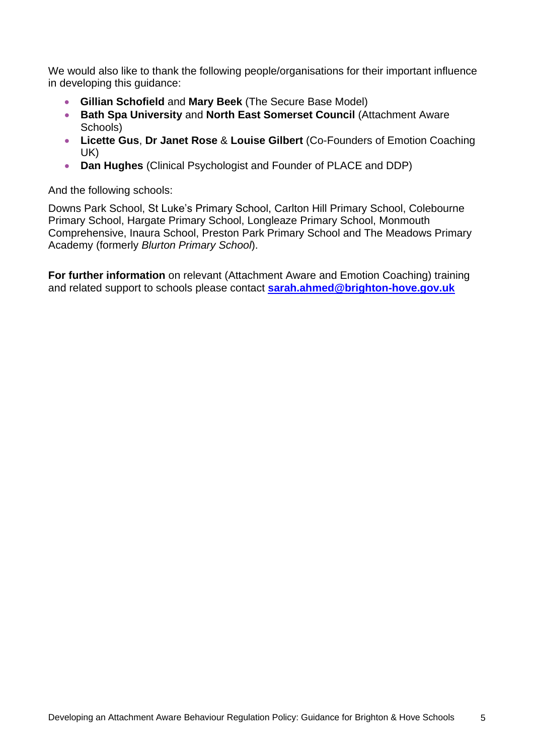We would also like to thank the following people/organisations for their important influence in developing this guidance:

- **Gillian Schofield** and **Mary Beek** (The Secure Base Model)
- **Bath Spa University** and **North East Somerset Council** (Attachment Aware Schools)
- **Licette Gus**, **Dr Janet Rose** & **Louise Gilbert** (Co-Founders of Emotion Coaching UK)
- **Dan Hughes** (Clinical Psychologist and Founder of PLACE and DDP)

And the following schools:

Downs Park School, St Luke's Primary School, Carlton Hill Primary School, Colebourne Primary School, Hargate Primary School, Longleaze Primary School, Monmouth Comprehensive, Inaura School, Preston Park Primary School and The Meadows Primary Academy (formerly *Blurton Primary School*).

**For further information** on relevant (Attachment Aware and Emotion Coaching) training and related support to schools please contact **sarah.ahmed@brighton-hove.gov.uk**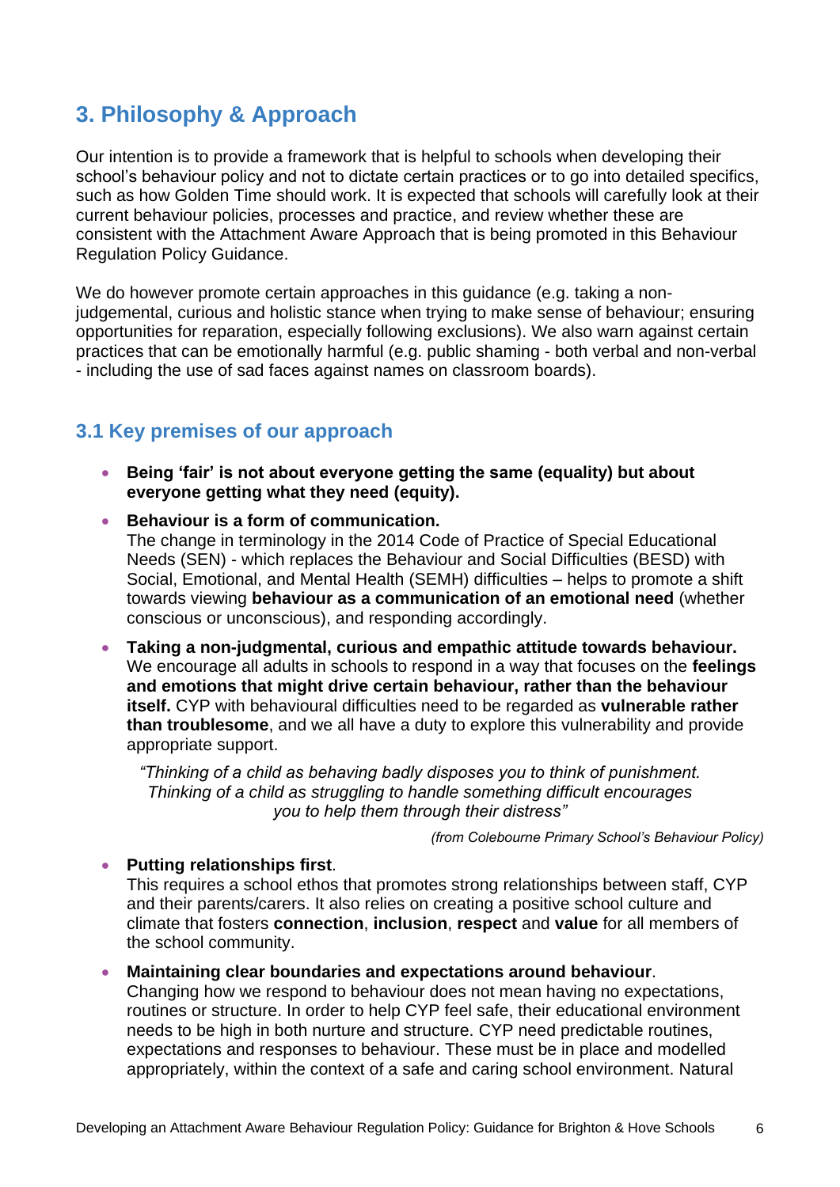## 3. Philosophy & Approach

Our intention is to provide a framework that is helpful to schools when developing their school's behaviour policy and not to dictate certain practices or to go into detailed specifics, such as how Golden Time should work. It is expected that schools will carefully look at their current behaviour policies, processes and practice, and review whether these are consistent with the Attachment Aware Approach that is being promoted in this Behaviour Regulation Policy Guidance.

We do however promote certain approaches in this guidance (e.g. taking a non-judgemental, curious and holistic stance when trying to make sense of behaviour; ensuring opportunities for reparation, especially following exclusions). We also warn against certain practices that can be emotionally harmful (e.g. public shaming - both verbal and non-verbal - including the use of sad faces against names on classroom boards).

### 3.1 Key premises of our approach

- **Being 'fair' is not about everyone getting the same (equality) but about everyone getting what they need (equity).**
- **Behaviour is a form of communication.**
  The change in terminology in the 2014 Code of Practice of Special Educational Needs (SEN) - which replaces the Behaviour and Social Difficulties (BESD) with Social, Emotional, and Mental Health (SEMH) difficulties – helps to promote a shift towards viewing **behaviour as a communication of an emotional need** (whether conscious or unconscious), and responding accordingly.
- **Taking a non-judgmental, curious and empathic attitude towards behaviour.**
  We encourage all adults in schools to respond in a way that focuses on the **feelings and emotions that might drive certain behaviour, rather than the behaviour itself.** CYP with behavioural difficulties need to be regarded as **vulnerable rather than troublesome**, and we all have a duty to explore this vulnerability and provide appropriate support.

  *"Thinking of a child as behaving badly disposes you to think of punishment. Thinking of a child as struggling to handle something difficult encourages you to help them through their distress"*

  *(from Colebourne Primary School's Behaviour Policy)*

- **Putting relationships first**.
  This requires a school ethos that promotes strong relationships between staff, CYP and their parents/carers. It also relies on creating a positive school culture and climate that fosters **connection**, **inclusion**, **respect** and **value** for all members of the school community.
- **Maintaining clear boundaries and expectations around behaviour**.
  Changing how we respond to behaviour does not mean having no expectations, routines or structure. In order to help CYP feel safe, their educational environment needs to be high in both nurture and structure. CYP need predictable routines, expectations and responses to behaviour. These must be in place and modelled appropriately, within the context of a safe and caring school environment. Natural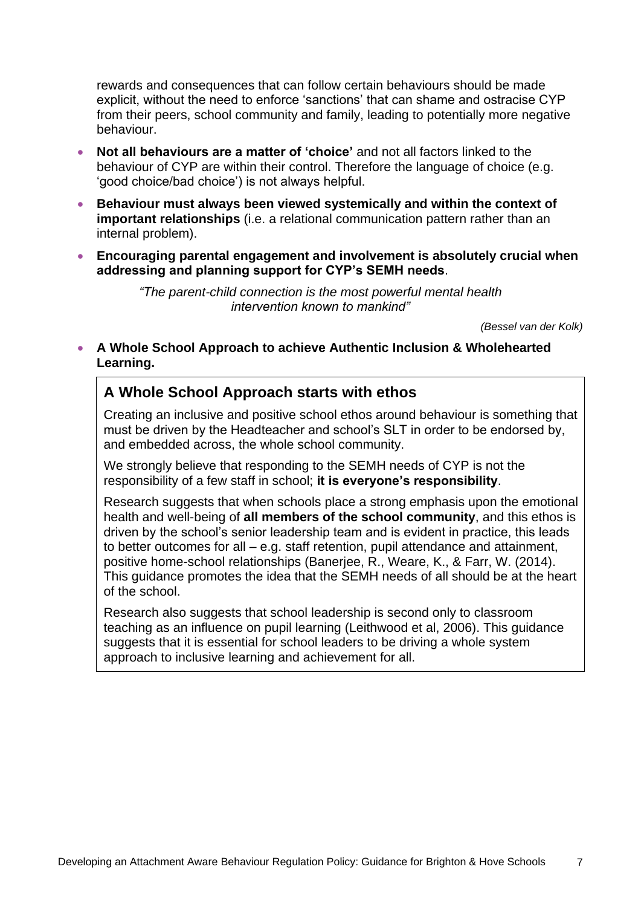rewards and consequences that can follow certain behaviours should be made explicit, without the need to enforce 'sanctions' that can shame and ostracise CYP from their peers, school community and family, leading to potentially more negative behaviour.

- **Not all behaviours are a matter of 'choice'** and not all factors linked to the behaviour of CYP are within their control. Therefore the language of choice (e.g. 'good choice/bad choice') is not always helpful.
- **Behaviour must always been viewed systemically and within the context of important relationships** (i.e. a relational communication pattern rather than an internal problem).
- **Encouraging parental engagement and involvement is absolutely crucial when addressing and planning support for CYP's SEMH needs**.

> *"The parent-child connection is the most powerful mental health intervention known to mankind"*
>
> *(Bessel van der Kolk)*

- **A Whole School Approach to achieve Authentic Inclusion & Wholehearted Learning.**

## A Whole School Approach starts with ethos

Creating an inclusive and positive school ethos around behaviour is something that must be driven by the Headteacher and school's SLT in order to be endorsed by, and embedded across, the whole school community.

We strongly believe that responding to the SEMH needs of CYP is not the responsibility of a few staff in school; **it is everyone's responsibility**.

Research suggests that when schools place a strong emphasis upon the emotional health and well-being of **all members of the school community**, and this ethos is driven by the school's senior leadership team and is evident in practice, this leads to better outcomes for all – e.g. staff retention, pupil attendance and attainment, positive home-school relationships (Banerjee, R., Weare, K., & Farr, W. (2014). This guidance promotes the idea that the SEMH needs of all should be at the heart of the school.

Research also suggests that school leadership is second only to classroom teaching as an influence on pupil learning (Leithwood et al, 2006). This guidance suggests that it is essential for school leaders to be driving a whole system approach to inclusive learning and achievement for all.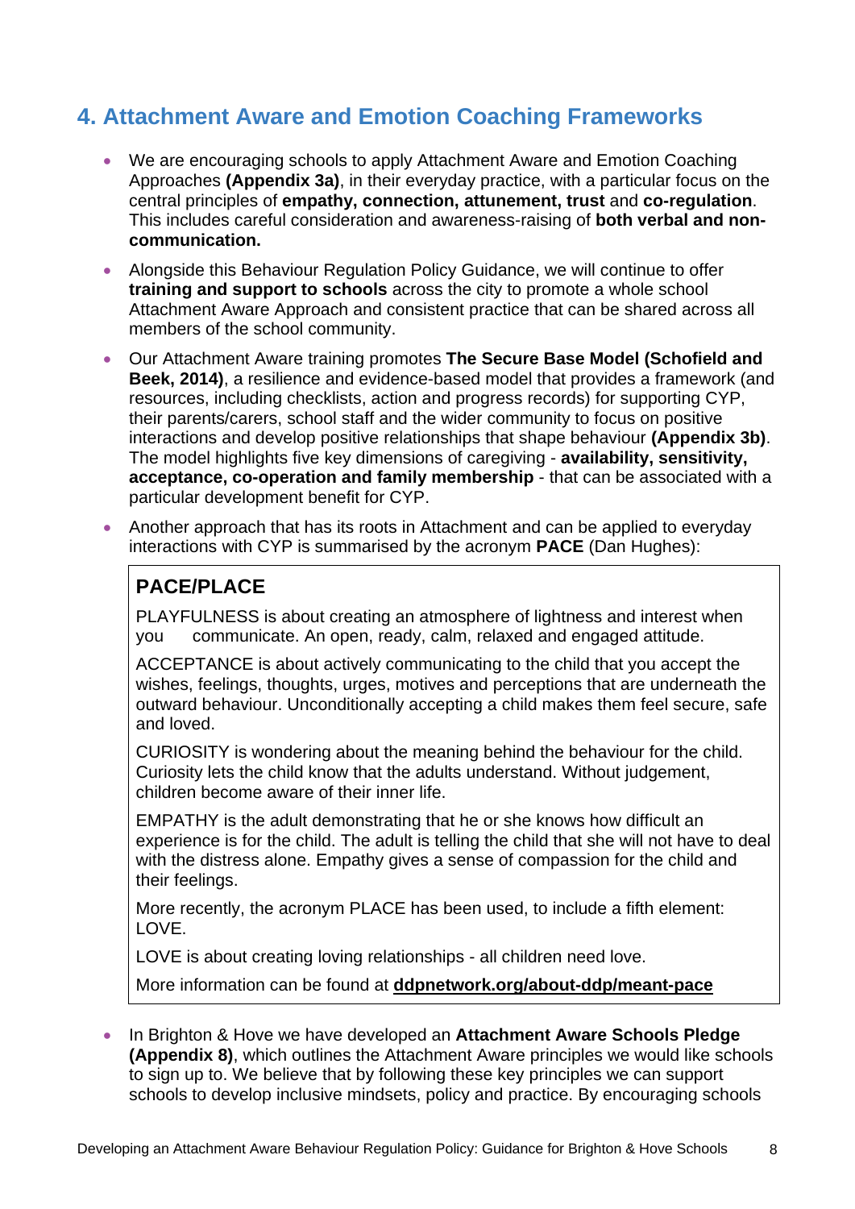## 4. Attachment Aware and Emotion Coaching Frameworks

- We are encouraging schools to apply Attachment Aware and Emotion Coaching Approaches **(Appendix 3a)**, in their everyday practice, with a particular focus on the central principles of **empathy, connection, attunement, trust** and **co-regulation**. This includes careful consideration and awareness-raising of **both verbal and non-communication.**
- Alongside this Behaviour Regulation Policy Guidance, we will continue to offer **training and support to schools** across the city to promote a whole school Attachment Aware Approach and consistent practice that can be shared across all members of the school community.
- Our Attachment Aware training promotes **The Secure Base Model (Schofield and Beek, 2014)**, a resilience and evidence-based model that provides a framework (and resources, including checklists, action and progress records) for supporting CYP, their parents/carers, school staff and the wider community to focus on positive interactions and develop positive relationships that shape behaviour **(Appendix 3b)**. The model highlights five key dimensions of caregiving - **availability, sensitivity, acceptance, co-operation and family membership** - that can be associated with a particular development benefit for CYP.
- Another approach that has its roots in Attachment and can be applied to everyday interactions with CYP is summarised by the acronym **PACE** (Dan Hughes):

### PACE/PLACE

PLAYFULNESS is about creating an atmosphere of lightness and interest when you communicate. An open, ready, calm, relaxed and engaged attitude.

ACCEPTANCE is about actively communicating to the child that you accept the wishes, feelings, thoughts, urges, motives and perceptions that are underneath the outward behaviour. Unconditionally accepting a child makes them feel secure, safe and loved.

CURIOSITY is wondering about the meaning behind the behaviour for the child. Curiosity lets the child know that the adults understand. Without judgement, children become aware of their inner life.

EMPATHY is the adult demonstrating that he or she knows how difficult an experience is for the child. The adult is telling the child that she will not have to deal with the distress alone. Empathy gives a sense of compassion for the child and their feelings.

More recently, the acronym PLACE has been used, to include a fifth element: LOVE.

LOVE is about creating loving relationships - all children need love.

More information can be found at **ddpnetwork.org/about-ddp/meant-pace**

- In Brighton & Hove we have developed an **Attachment Aware Schools Pledge (Appendix 8)**, which outlines the Attachment Aware principles we would like schools to sign up to. We believe that by following these key principles we can support schools to develop inclusive mindsets, policy and practice. By encouraging schools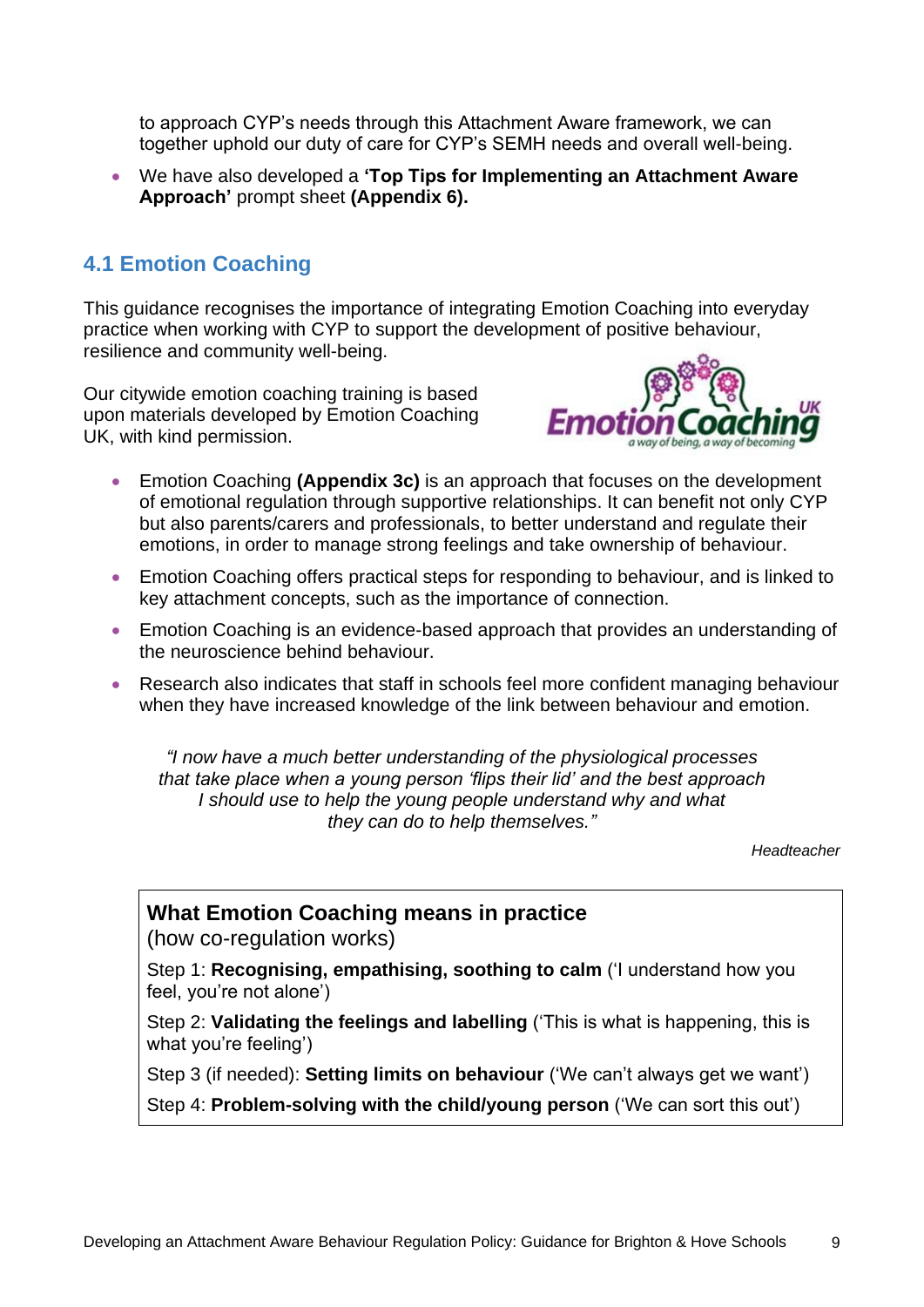to approach CYP's needs through this Attachment Aware framework, we can together uphold our duty of care for CYP's SEMH needs and overall well-being.

- We have also developed a **'Top Tips for Implementing an Attachment Aware Approach'** prompt sheet **(Appendix 6).**

## 4.1 Emotion Coaching

This guidance recognises the importance of integrating Emotion Coaching into everyday practice when working with CYP to support the development of positive behaviour, resilience and community well-being.

Our citywide emotion coaching training is based upon materials developed by Emotion Coaching UK, with kind permission.

- Emotion Coaching **(Appendix 3c)** is an approach that focuses on the development of emotional regulation through supportive relationships. It can benefit not only CYP but also parents/carers and professionals, to better understand and regulate their emotions, in order to manage strong feelings and take ownership of behaviour.
- Emotion Coaching offers practical steps for responding to behaviour, and is linked to key attachment concepts, such as the importance of connection.
- Emotion Coaching is an evidence-based approach that provides an understanding of the neuroscience behind behaviour.
- Research also indicates that staff in schools feel more confident managing behaviour when they have increased knowledge of the link between behaviour and emotion.

*"I now have a much better understanding of the physiological processes that take place when a young person 'flips their lid' and the best approach I should use to help the young people understand why and what they can do to help themselves."*

*Headteacher*

**What Emotion Coaching means in practice**
(how co-regulation works)

Step 1: **Recognising, empathising, soothing to calm** ('I understand how you feel, you're not alone')

Step 2: **Validating the feelings and labelling** ('This is what is happening, this is what you're feeling')

Step 3 (if needed): **Setting limits on behaviour** ('We can't always get we want')

Step 4: **Problem-solving with the child/young person** ('We can sort this out')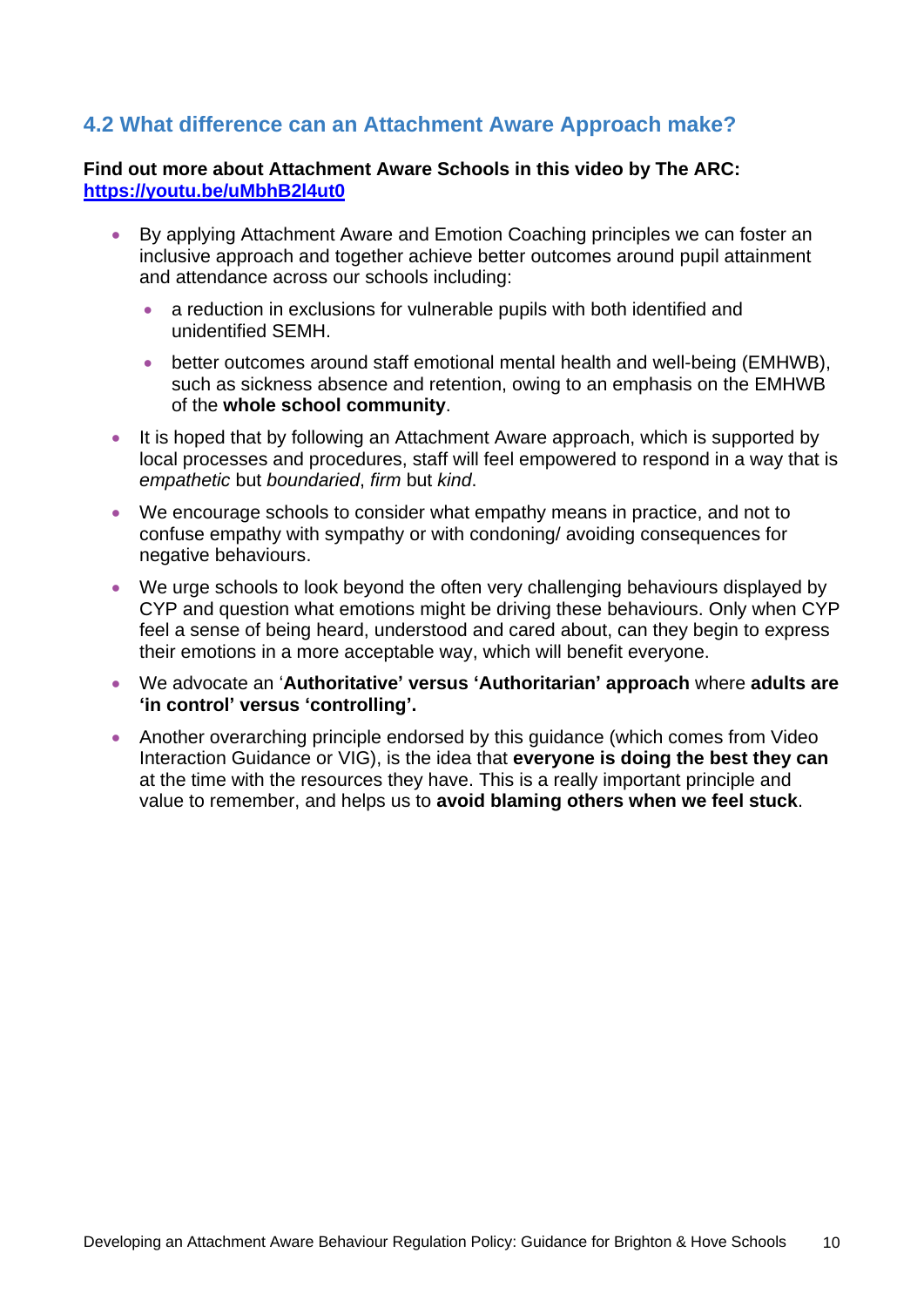## 4.2 What difference can an Attachment Aware Approach make?

**Find out more about Attachment Aware Schools in this video by The ARC: [https://youtu.be/uMbhB2l4ut0](https://youtu.be/uMbhB2l4ut0)**

- By applying Attachment Aware and Emotion Coaching principles we can foster an inclusive approach and together achieve better outcomes around pupil attainment and attendance across our schools including:
  - a reduction in exclusions for vulnerable pupils with both identified and unidentified SEMH.
  - better outcomes around staff emotional mental health and well-being (EMHWB), such as sickness absence and retention, owing to an emphasis on the EMHWB of the **whole school community**.
- It is hoped that by following an Attachment Aware approach, which is supported by local processes and procedures, staff will feel empowered to respond in a way that is *empathetic* but *boundaried*, *firm* but *kind*.
- We encourage schools to consider what empathy means in practice, and not to confuse empathy with sympathy or with condoning/ avoiding consequences for negative behaviours.
- We urge schools to look beyond the often very challenging behaviours displayed by CYP and question what emotions might be driving these behaviours. Only when CYP feel a sense of being heard, understood and cared about, can they begin to express their emotions in a more acceptable way, which will benefit everyone.
- We advocate an '**Authoritative' versus 'Authoritarian' approach** where **adults are 'in control' versus 'controlling'.**
- Another overarching principle endorsed by this guidance (which comes from Video Interaction Guidance or VIG), is the idea that **everyone is doing the best they can** at the time with the resources they have. This is a really important principle and value to remember, and helps us to **avoid blaming others when we feel stuck**.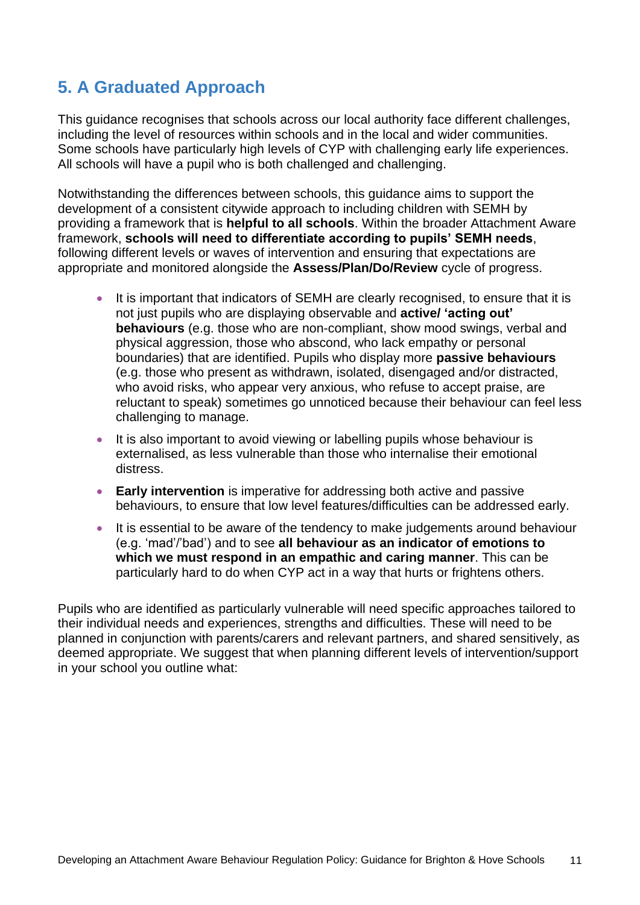## 5. A Graduated Approach

This guidance recognises that schools across our local authority face different challenges, including the level of resources within schools and in the local and wider communities. Some schools have particularly high levels of CYP with challenging early life experiences. All schools will have a pupil who is both challenged and challenging.

Notwithstanding the differences between schools, this guidance aims to support the development of a consistent citywide approach to including children with SEMH by providing a framework that is **helpful to all schools**. Within the broader Attachment Aware framework, **schools will need to differentiate according to pupils' SEMH needs**, following different levels or waves of intervention and ensuring that expectations are appropriate and monitored alongside the **Assess/Plan/Do/Review** cycle of progress.

- It is important that indicators of SEMH are clearly recognised, to ensure that it is not just pupils who are displaying observable and **active/ 'acting out' behaviours** (e.g. those who are non-compliant, show mood swings, verbal and physical aggression, those who abscond, who lack empathy or personal boundaries) that are identified. Pupils who display more **passive behaviours** (e.g. those who present as withdrawn, isolated, disengaged and/or distracted, who avoid risks, who appear very anxious, who refuse to accept praise, are reluctant to speak) sometimes go unnoticed because their behaviour can feel less challenging to manage.
- It is also important to avoid viewing or labelling pupils whose behaviour is externalised, as less vulnerable than those who internalise their emotional distress.
- **Early intervention** is imperative for addressing both active and passive behaviours, to ensure that low level features/difficulties can be addressed early.
- It is essential to be aware of the tendency to make judgements around behaviour (e.g. 'mad'/'bad') and to see **all behaviour as an indicator of emotions to which we must respond in an empathic and caring manner**. This can be particularly hard to do when CYP act in a way that hurts or frightens others.

Pupils who are identified as particularly vulnerable will need specific approaches tailored to their individual needs and experiences, strengths and difficulties. These will need to be planned in conjunction with parents/carers and relevant partners, and shared sensitively, as deemed appropriate. We suggest that when planning different levels of intervention/support in your school you outline what: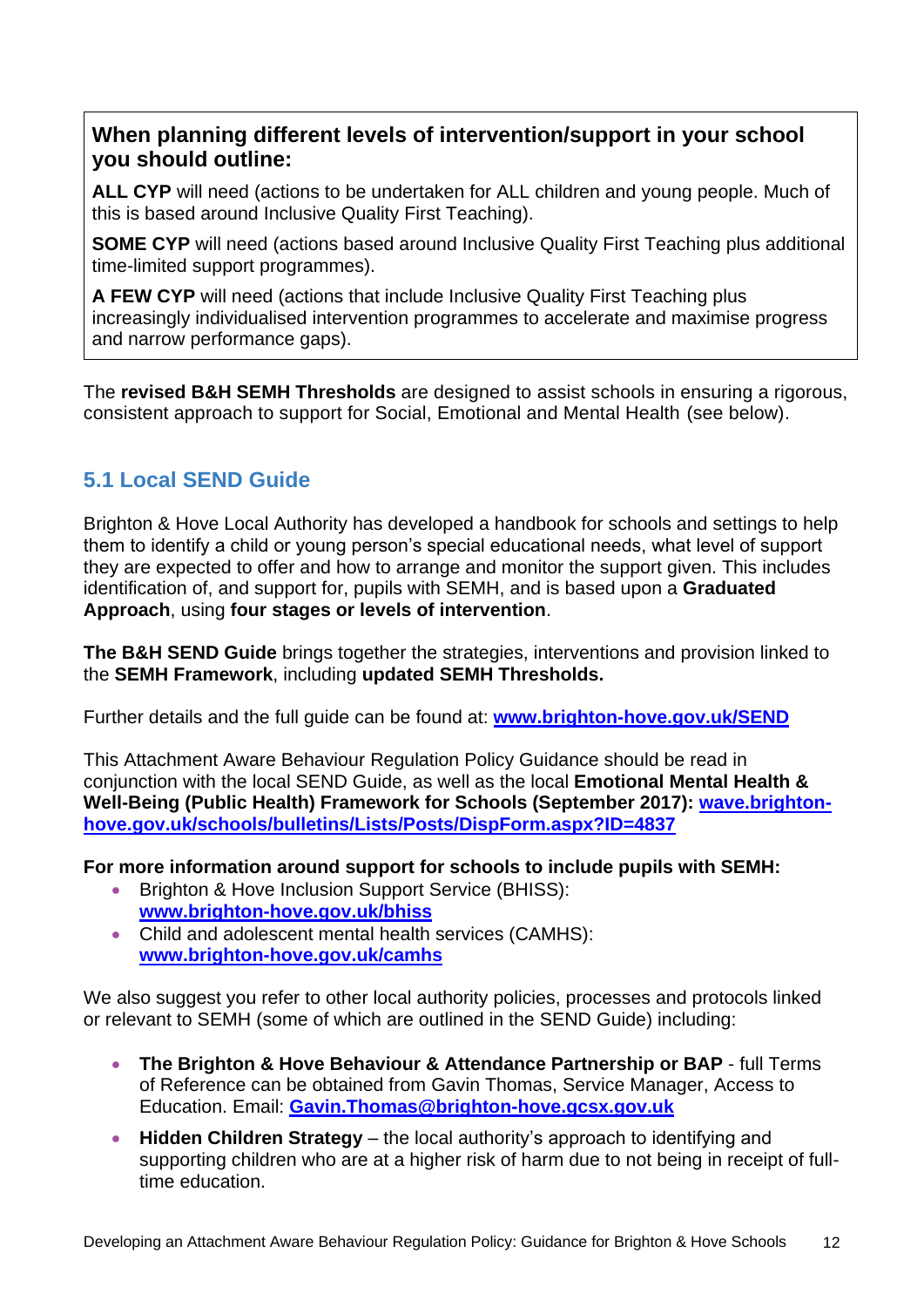**When planning different levels of intervention/support in your school you should outline:**

**ALL CYP** will need (actions to be undertaken for ALL children and young people. Much of this is based around Inclusive Quality First Teaching).

**SOME CYP** will need (actions based around Inclusive Quality First Teaching plus additional time-limited support programmes).

**A FEW CYP** will need (actions that include Inclusive Quality First Teaching plus increasingly individualised intervention programmes to accelerate and maximise progress and narrow performance gaps).

The **revised B&H SEMH Thresholds** are designed to assist schools in ensuring a rigorous, consistent approach to support for Social, Emotional and Mental Health (see below).

## 5.1 Local SEND Guide

Brighton & Hove Local Authority has developed a handbook for schools and settings to help them to identify a child or young person's special educational needs, what level of support they are expected to offer and how to arrange and monitor the support given. This includes identification of, and support for, pupils with SEMH, and is based upon a **Graduated Approach**, using **four stages or levels of intervention**.

**The B&H SEND Guide** brings together the strategies, interventions and provision linked to the **SEMH Framework**, including **updated SEMH Thresholds.**

Further details and the full guide can be found at: **www.brighton-hove.gov.uk/SEND**

This Attachment Aware Behaviour Regulation Policy Guidance should be read in conjunction with the local SEND Guide, as well as the local **Emotional Mental Health & Well-Being (Public Health) Framework for Schools (September 2017): wave.brighton-hove.gov.uk/schools/bulletins/Lists/Posts/DispForm.aspx?ID=4837**

**For more information around support for schools to include pupils with SEMH:**

- Brighton & Hove Inclusion Support Service (BHISS): **www.brighton-hove.gov.uk/bhiss**
- Child and adolescent mental health services (CAMHS): **www.brighton-hove.gov.uk/camhs**

We also suggest you refer to other local authority policies, processes and protocols linked or relevant to SEMH (some of which are outlined in the SEND Guide) including:

- **The Brighton & Hove Behaviour & Attendance Partnership or BAP** - full Terms of Reference can be obtained from Gavin Thomas, Service Manager, Access to Education. Email: **Gavin.Thomas@brighton-hove.gcsx.gov.uk**
- **Hidden Children Strategy** – the local authority's approach to identifying and supporting children who are at a higher risk of harm due to not being in receipt of full-time education.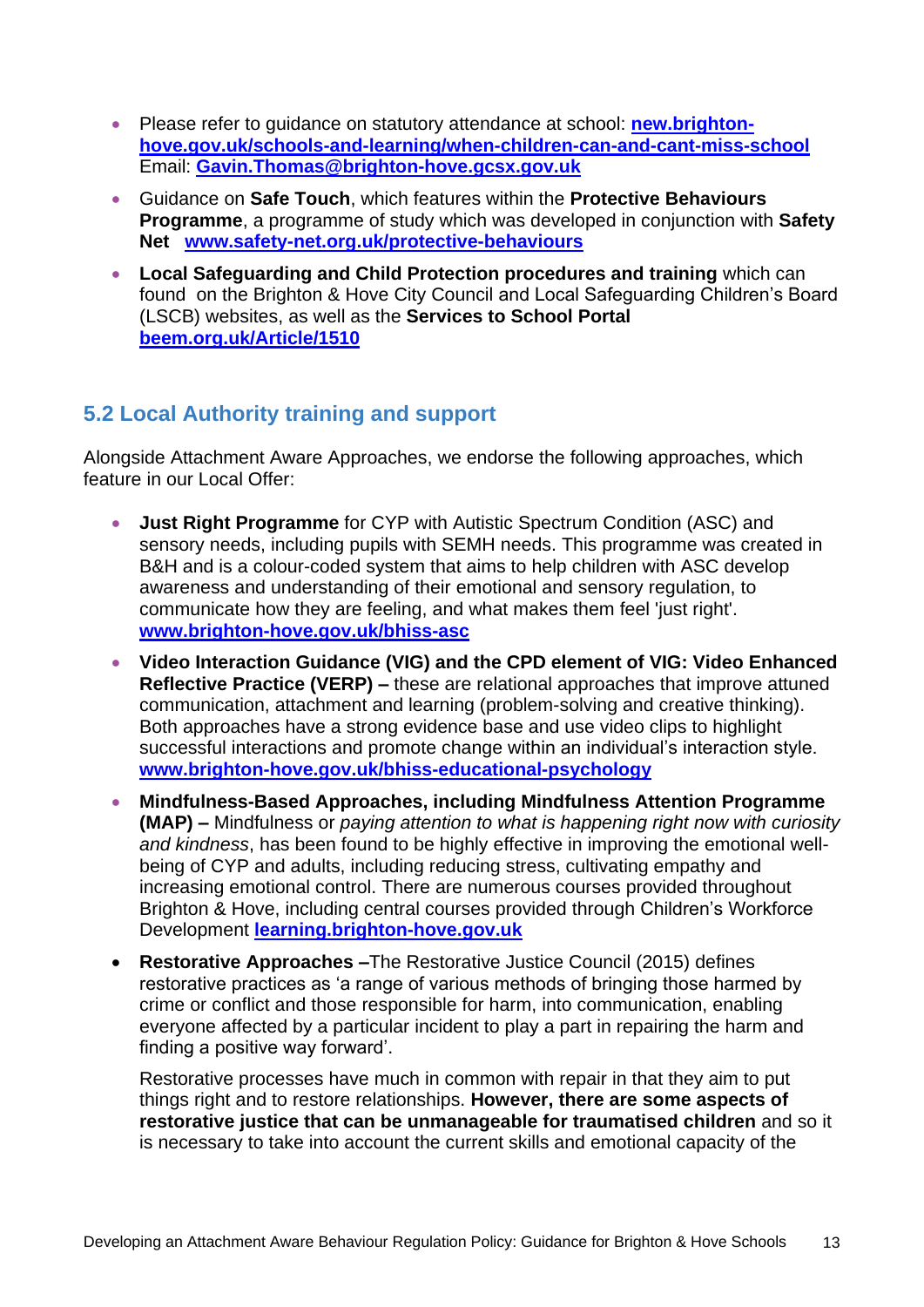- Please refer to guidance on statutory attendance at school: **new.brighton-hove.gov.uk/schools-and-learning/when-children-can-and-cant-miss-school** Email: **Gavin.Thomas@brighton-hove.gcsx.gov.uk**
- Guidance on **Safe Touch**, which features within the **Protective Behaviours Programme**, a programme of study which was developed in conjunction with **Safety Net** **www.safety-net.org.uk/protective-behaviours**
- **Local Safeguarding and Child Protection procedures and training** which can found on the Brighton & Hove City Council and Local Safeguarding Children's Board (LSCB) websites, as well as the **Services to School Portal** **beem.org.uk/Article/1510**

## 5.2 Local Authority training and support

Alongside Attachment Aware Approaches, we endorse the following approaches, which feature in our Local Offer:

- **Just Right Programme** for CYP with Autistic Spectrum Condition (ASC) and sensory needs, including pupils with SEMH needs. This programme was created in B&H and is a colour-coded system that aims to help children with ASC develop awareness and understanding of their emotional and sensory regulation, to communicate how they are feeling, and what makes them feel 'just right'. **www.brighton-hove.gov.uk/bhiss-asc**
- **Video Interaction Guidance (VIG) and the CPD element of VIG: Video Enhanced Reflective Practice (VERP) –** these are relational approaches that improve attuned communication, attachment and learning (problem-solving and creative thinking). Both approaches have a strong evidence base and use video clips to highlight successful interactions and promote change within an individual's interaction style. **www.brighton-hove.gov.uk/bhiss-educational-psychology**
- **Mindfulness-Based Approaches, including Mindfulness Attention Programme (MAP) –** Mindfulness or *paying attention to what is happening right now with curiosity and kindness*, has been found to be highly effective in improving the emotional well-being of CYP and adults, including reducing stress, cultivating empathy and increasing emotional control. There are numerous courses provided throughout Brighton & Hove, including central courses provided through Children's Workforce Development **learning.brighton-hove.gov.uk**
- **Restorative Approaches –**The Restorative Justice Council (2015) defines restorative practices as 'a range of various methods of bringing those harmed by crime or conflict and those responsible for harm, into communication, enabling everyone affected by a particular incident to play a part in repairing the harm and finding a positive way forward'.

  Restorative processes have much in common with repair in that they aim to put things right and to restore relationships. **However, there are some aspects of restorative justice that can be unmanageable for traumatised children** and so it is necessary to take into account the current skills and emotional capacity of the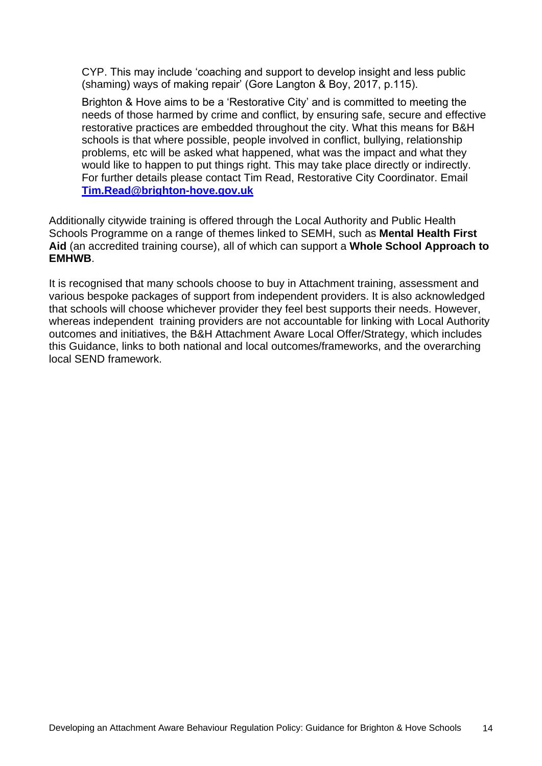CYP. This may include 'coaching and support to develop insight and less public (shaming) ways of making repair' (Gore Langton & Boy, 2017, p.115).

Brighton & Hove aims to be a 'Restorative City' and is committed to meeting the needs of those harmed by crime and conflict, by ensuring safe, secure and effective restorative practices are embedded throughout the city. What this means for B&H schools is that where possible, people involved in conflict, bullying, relationship problems, etc will be asked what happened, what was the impact and what they would like to happen to put things right. This may take place directly or indirectly. For further details please contact Tim Read, Restorative City Coordinator. Email **Tim.Read@brighton-hove.gov.uk**

Additionally citywide training is offered through the Local Authority and Public Health Schools Programme on a range of themes linked to SEMH, such as **Mental Health First Aid** (an accredited training course), all of which can support a **Whole School Approach to EMHWB**.

It is recognised that many schools choose to buy in Attachment training, assessment and various bespoke packages of support from independent providers. It is also acknowledged that schools will choose whichever provider they feel best supports their needs. However, whereas independent training providers are not accountable for linking with Local Authority outcomes and initiatives, the B&H Attachment Aware Local Offer/Strategy, which includes this Guidance, links to both national and local outcomes/frameworks, and the overarching local SEND framework.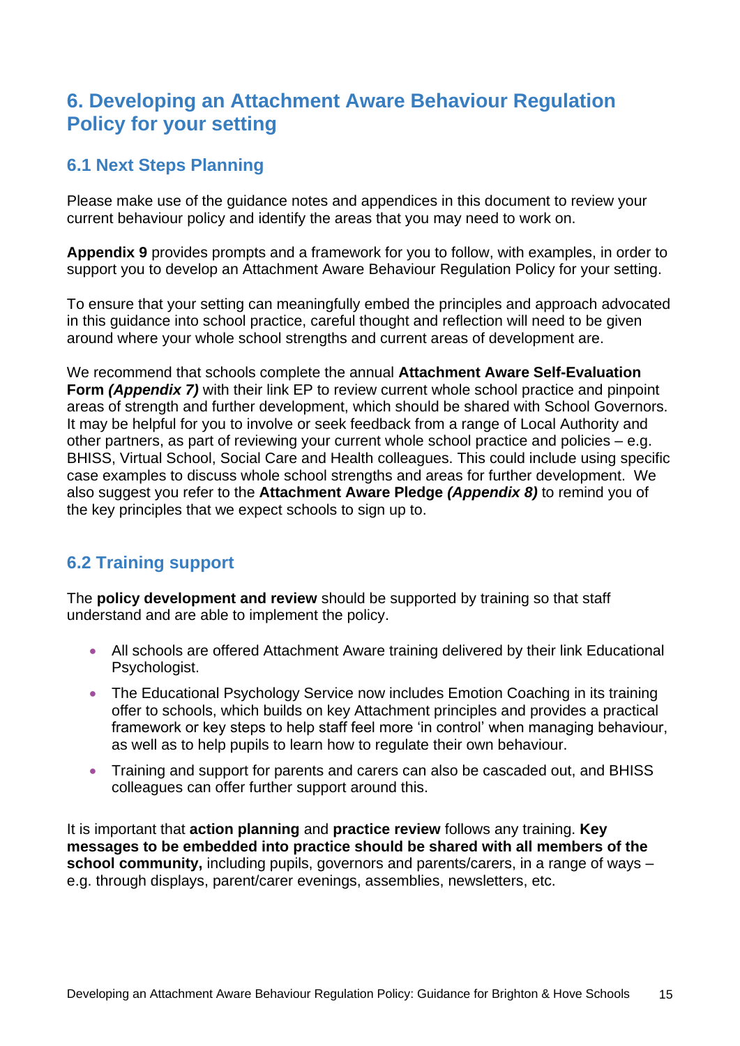## 6. Developing an Attachment Aware Behaviour Regulation Policy for your setting

### 6.1 Next Steps Planning

Please make use of the guidance notes and appendices in this document to review your current behaviour policy and identify the areas that you may need to work on.

**Appendix 9** provides prompts and a framework for you to follow, with examples, in order to support you to develop an Attachment Aware Behaviour Regulation Policy for your setting.

To ensure that your setting can meaningfully embed the principles and approach advocated in this guidance into school practice, careful thought and reflection will need to be given around where your whole school strengths and current areas of development are.

We recommend that schools complete the annual **Attachment Aware Self-Evaluation Form *(Appendix 7)*** with their link EP to review current whole school practice and pinpoint areas of strength and further development, which should be shared with School Governors. It may be helpful for you to involve or seek feedback from a range of Local Authority and other partners, as part of reviewing your current whole school practice and policies – e.g. BHISS, Virtual School, Social Care and Health colleagues. This could include using specific case examples to discuss whole school strengths and areas for further development. We also suggest you refer to the **Attachment Aware Pledge *(Appendix 8)*** to remind you of the key principles that we expect schools to sign up to.

### 6.2 Training support

The **policy development and review** should be supported by training so that staff understand and are able to implement the policy.

- All schools are offered Attachment Aware training delivered by their link Educational Psychologist.
- The Educational Psychology Service now includes Emotion Coaching in its training offer to schools, which builds on key Attachment principles and provides a practical framework or key steps to help staff feel more 'in control' when managing behaviour, as well as to help pupils to learn how to regulate their own behaviour.
- Training and support for parents and carers can also be cascaded out, and BHISS colleagues can offer further support around this.

It is important that **action planning** and **practice review** follows any training. **Key messages to be embedded into practice should be shared with all members of the school community,** including pupils, governors and parents/carers, in a range of ways – e.g. through displays, parent/carer evenings, assemblies, newsletters, etc.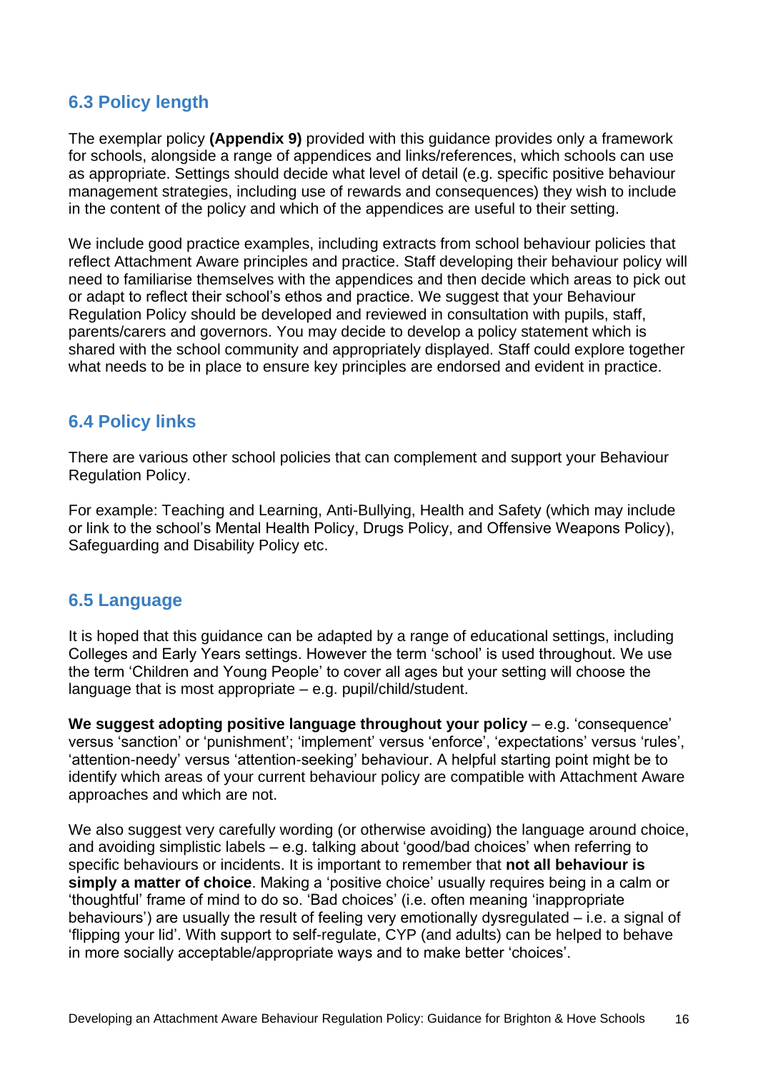## 6.3 Policy length

The exemplar policy **(Appendix 9)** provided with this guidance provides only a framework for schools, alongside a range of appendices and links/references, which schools can use as appropriate. Settings should decide what level of detail (e.g. specific positive behaviour management strategies, including use of rewards and consequences) they wish to include in the content of the policy and which of the appendices are useful to their setting.

We include good practice examples, including extracts from school behaviour policies that reflect Attachment Aware principles and practice. Staff developing their behaviour policy will need to familiarise themselves with the appendices and then decide which areas to pick out or adapt to reflect their school's ethos and practice. We suggest that your Behaviour Regulation Policy should be developed and reviewed in consultation with pupils, staff, parents/carers and governors. You may decide to develop a policy statement which is shared with the school community and appropriately displayed. Staff could explore together what needs to be in place to ensure key principles are endorsed and evident in practice.

## 6.4 Policy links

There are various other school policies that can complement and support your Behaviour Regulation Policy.

For example: Teaching and Learning, Anti-Bullying, Health and Safety (which may include or link to the school's Mental Health Policy, Drugs Policy, and Offensive Weapons Policy), Safeguarding and Disability Policy etc.

## 6.5 Language

It is hoped that this guidance can be adapted by a range of educational settings, including Colleges and Early Years settings. However the term 'school' is used throughout. We use the term 'Children and Young People' to cover all ages but your setting will choose the language that is most appropriate – e.g. pupil/child/student.

**We suggest adopting positive language throughout your policy** – e.g. 'consequence' versus 'sanction' or 'punishment'; 'implement' versus 'enforce', 'expectations' versus 'rules', 'attention-needy' versus 'attention-seeking' behaviour. A helpful starting point might be to identify which areas of your current behaviour policy are compatible with Attachment Aware approaches and which are not.

We also suggest very carefully wording (or otherwise avoiding) the language around choice, and avoiding simplistic labels – e.g. talking about 'good/bad choices' when referring to specific behaviours or incidents. It is important to remember that **not all behaviour is simply a matter of choice**. Making a 'positive choice' usually requires being in a calm or 'thoughtful' frame of mind to do so. 'Bad choices' (i.e. often meaning 'inappropriate behaviours') are usually the result of feeling very emotionally dysregulated – i.e. a signal of 'flipping your lid'. With support to self-regulate, CYP (and adults) can be helped to behave in more socially acceptable/appropriate ways and to make better 'choices'.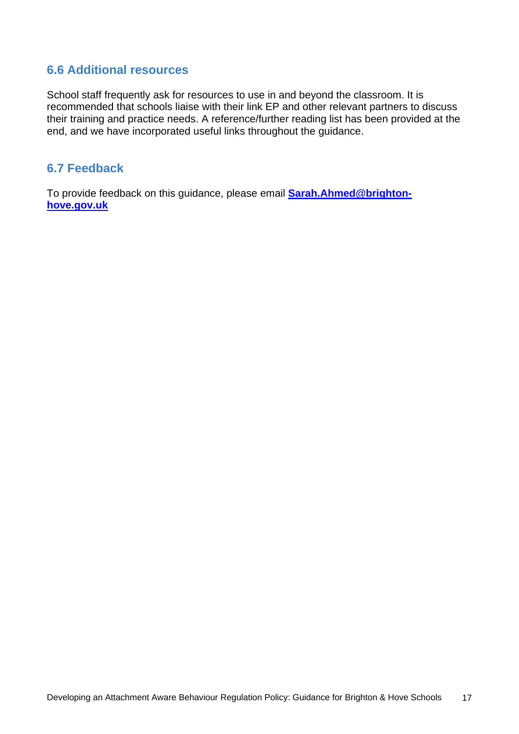### 6.6 Additional resources

School staff frequently ask for resources to use in and beyond the classroom. It is recommended that schools liaise with their link EP and other relevant partners to discuss their training and practice needs. A reference/further reading list has been provided at the end, and we have incorporated useful links throughout the guidance.

### 6.7 Feedback

To provide feedback on this guidance, please email **Sarah.Ahmed@brighton-hove.gov.uk**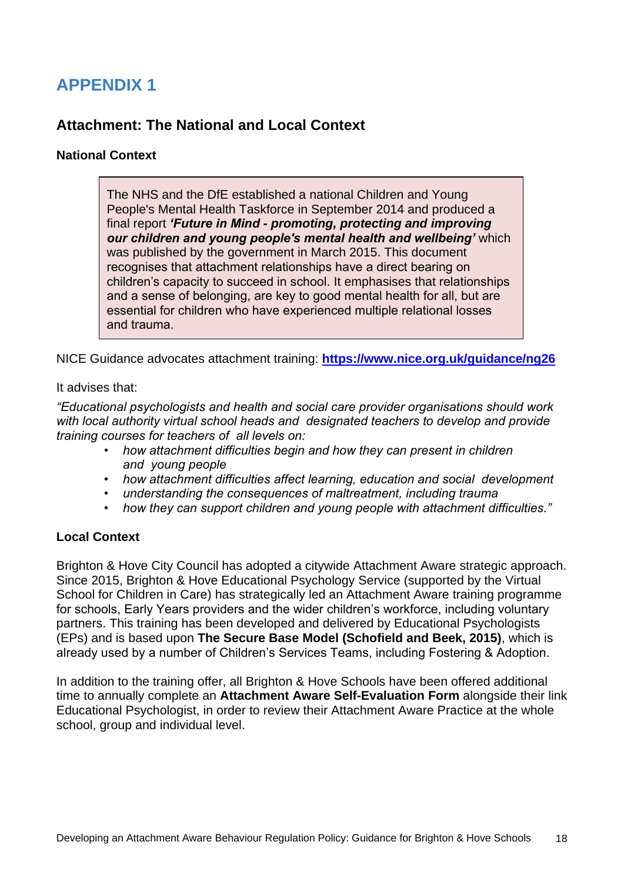# APPENDIX 1

## Attachment: The National and Local Context

### National Context

The NHS and the DfE established a national Children and Young People's Mental Health Taskforce in September 2014 and produced a final report ***'Future in Mind - promoting, protecting and improving our children and young people's mental health and wellbeing'*** which was published by the government in March 2015. This document recognises that attachment relationships have a direct bearing on children's capacity to succeed in school. It emphasises that relationships and a sense of belonging, are key to good mental health for all, but are essential for children who have experienced multiple relational losses and trauma.

NICE Guidance advocates attachment training: **https://www.nice.org.uk/guidance/ng26**

It advises that:

*"Educational psychologists and health and social care provider organisations should work with local authority virtual school heads and designated teachers to develop and provide training courses for teachers of all levels on:*

- *how attachment difficulties begin and how they can present in children and young people*
- *how attachment difficulties affect learning, education and social development*
- *understanding the consequences of maltreatment, including trauma*
- *how they can support children and young people with attachment difficulties."*

### Local Context

Brighton & Hove City Council has adopted a citywide Attachment Aware strategic approach. Since 2015, Brighton & Hove Educational Psychology Service (supported by the Virtual School for Children in Care) has strategically led an Attachment Aware training programme for schools, Early Years providers and the wider children's workforce, including voluntary partners. This training has been developed and delivered by Educational Psychologists (EPs) and is based upon **The Secure Base Model (Schofield and Beek, 2015)**, which is already used by a number of Children's Services Teams, including Fostering & Adoption.

In addition to the training offer, all Brighton & Hove Schools have been offered additional time to annually complete an **Attachment Aware Self-Evaluation Form** alongside their link Educational Psychologist, in order to review their Attachment Aware Practice at the whole school, group and individual level.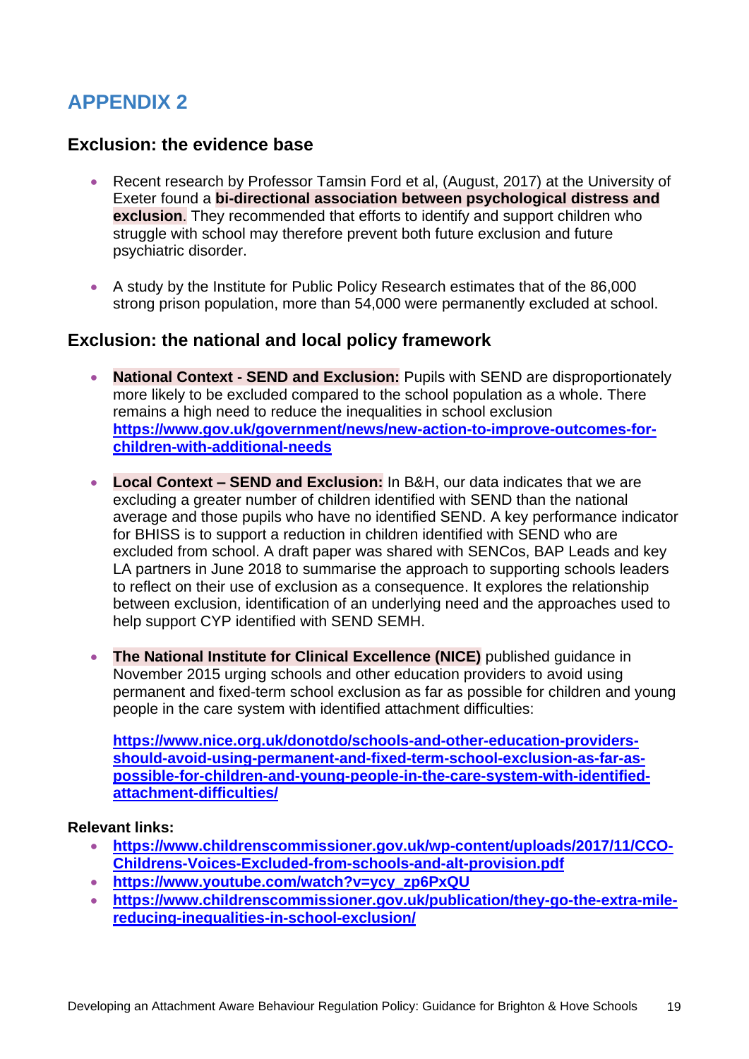# APPENDIX 2

## Exclusion: the evidence base

- Recent research by Professor Tamsin Ford et al, (August, 2017) at the University of Exeter found a **bi-directional association between psychological distress and exclusion**. They recommended that efforts to identify and support children who struggle with school may therefore prevent both future exclusion and future psychiatric disorder.

- A study by the Institute for Public Policy Research estimates that of the 86,000 strong prison population, more than 54,000 were permanently excluded at school.

## Exclusion: the national and local policy framework

- **National Context - SEND and Exclusion:** Pupils with SEND are disproportionately more likely to be excluded compared to the school population as a whole. There remains a high need to reduce the inequalities in school exclusion **https://www.gov.uk/government/news/new-action-to-improve-outcomes-for-children-with-additional-needs**

- **Local Context – SEND and Exclusion:** In B&H, our data indicates that we are excluding a greater number of children identified with SEND than the national average and those pupils who have no identified SEND. A key performance indicator for BHISS is to support a reduction in children identified with SEND who are excluded from school. A draft paper was shared with SENCos, BAP Leads and key LA partners in June 2018 to summarise the approach to supporting schools leaders to reflect on their use of exclusion as a consequence. It explores the relationship between exclusion, identification of an underlying need and the approaches used to help support CYP identified with SEND SEMH.

- **The National Institute for Clinical Excellence (NICE)** published guidance in November 2015 urging schools and other education providers to avoid using permanent and fixed-term school exclusion as far as possible for children and young people in the care system with identified attachment difficulties:

  **https://www.nice.org.uk/donotdo/schools-and-other-education-providers-should-avoid-using-permanent-and-fixed-term-school-exclusion-as-far-as-possible-for-children-and-young-people-in-the-care-system-with-identified-attachment-difficulties/**

**Relevant links:**

- **https://www.childrenscommissioner.gov.uk/wp-content/uploads/2017/11/CCO-Childrens-Voices-Excluded-from-schools-and-alt-provision.pdf**
- **https://www.youtube.com/watch?v=ycy_zp6PxQU**
- **https://www.childrenscommissioner.gov.uk/publication/they-go-the-extra-mile-reducing-inequalities-in-school-exclusion/**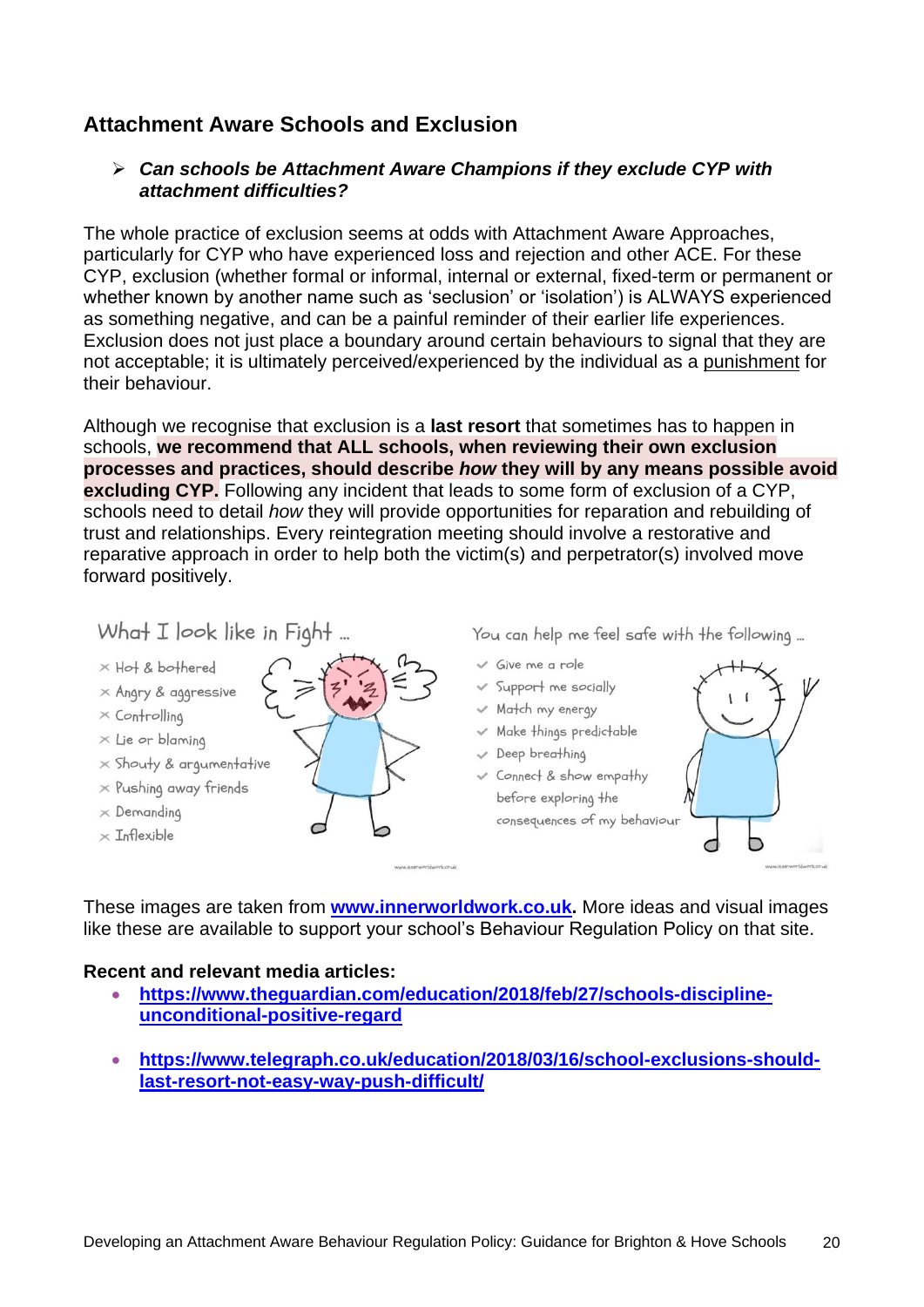## Attachment Aware Schools and Exclusion

> ***Can schools be Attachment Aware Champions if they exclude CYP with attachment difficulties?***

The whole practice of exclusion seems at odds with Attachment Aware Approaches, particularly for CYP who have experienced loss and rejection and other ACE. For these CYP, exclusion (whether formal or informal, internal or external, fixed-term or permanent or whether known by another name such as 'seclusion' or 'isolation') is ALWAYS experienced as something negative, and can be a painful reminder of their earlier life experiences. Exclusion does not just place a boundary around certain behaviours to signal that they are not acceptable; it is ultimately perceived/experienced by the individual as a punishment for their behaviour.

Although we recognise that exclusion is a **last resort** that sometimes has to happen in schools, **we recommend that ALL schools, when reviewing their own exclusion processes and practices, should describe *how* they will by any means possible avoid excluding CYP.** Following any incident that leads to some form of exclusion of a CYP, schools need to detail *how* they will provide opportunities for reparation and rebuilding of trust and relationships. Every reintegration meeting should involve a restorative and reparative approach in order to help both the victim(s) and perpetrator(s) involved move forward positively.

What I look like in Fight ...

- Hot & bothered
- Angry & aggressive
- Controlling
- Lie or blaming
- Shouty & argumentative
- Pushing away friends
- Demanding
- Inflexible

You can help me feel safe with the following ...

- Give me a role
- Support me socially
- Match my energy
- Make things predictable
- Deep breathing
- Connect & show empathy before exploring the consequences of my behaviour

These images are taken from **www.innerworldwork.co.uk.** More ideas and visual images like these are available to support your school's Behaviour Regulation Policy on that site.

**Recent and relevant media articles:**

- **https://www.theguardian.com/education/2018/feb/27/schools-discipline-unconditional-positive-regard**
- **https://www.telegraph.co.uk/education/2018/03/16/school-exclusions-should-last-resort-not-easy-way-push-difficult/**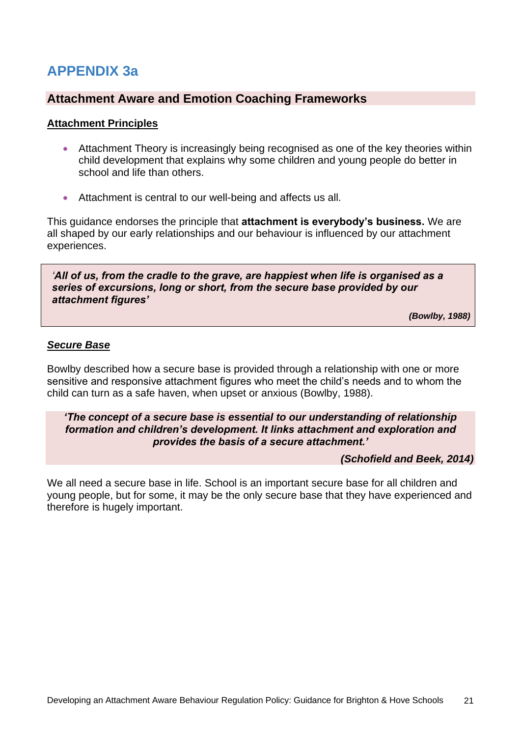# APPENDIX 3a

## Attachment Aware and Emotion Coaching Frameworks

### Attachment Principles

- Attachment Theory is increasingly being recognised as one of the key theories within child development that explains why some children and young people do better in school and life than others.
- Attachment is central to our well-being and affects us all.

This guidance endorses the principle that **attachment is everybody's business.** We are all shaped by our early relationships and our behaviour is influenced by our attachment experiences.

> ***'All of us, from the cradle to the grave, are happiest when life is organised as a series of excursions, long or short, from the secure base provided by our attachment figures'***
>
> ***(Bowlby, 1988)***

### *Secure Base*

Bowlby described how a secure base is provided through a relationship with one or more sensitive and responsive attachment figures who meet the child's needs and to whom the child can turn as a safe haven, when upset or anxious (Bowlby, 1988).

> ***'The concept of a secure base is essential to our understanding of relationship formation and children's development. It links attachment and exploration and provides the basis of a secure attachment.'***
>
> ***(Schofield and Beek, 2014)***

We all need a secure base in life. School is an important secure base for all children and young people, but for some, it may be the only secure base that they have experienced and therefore is hugely important.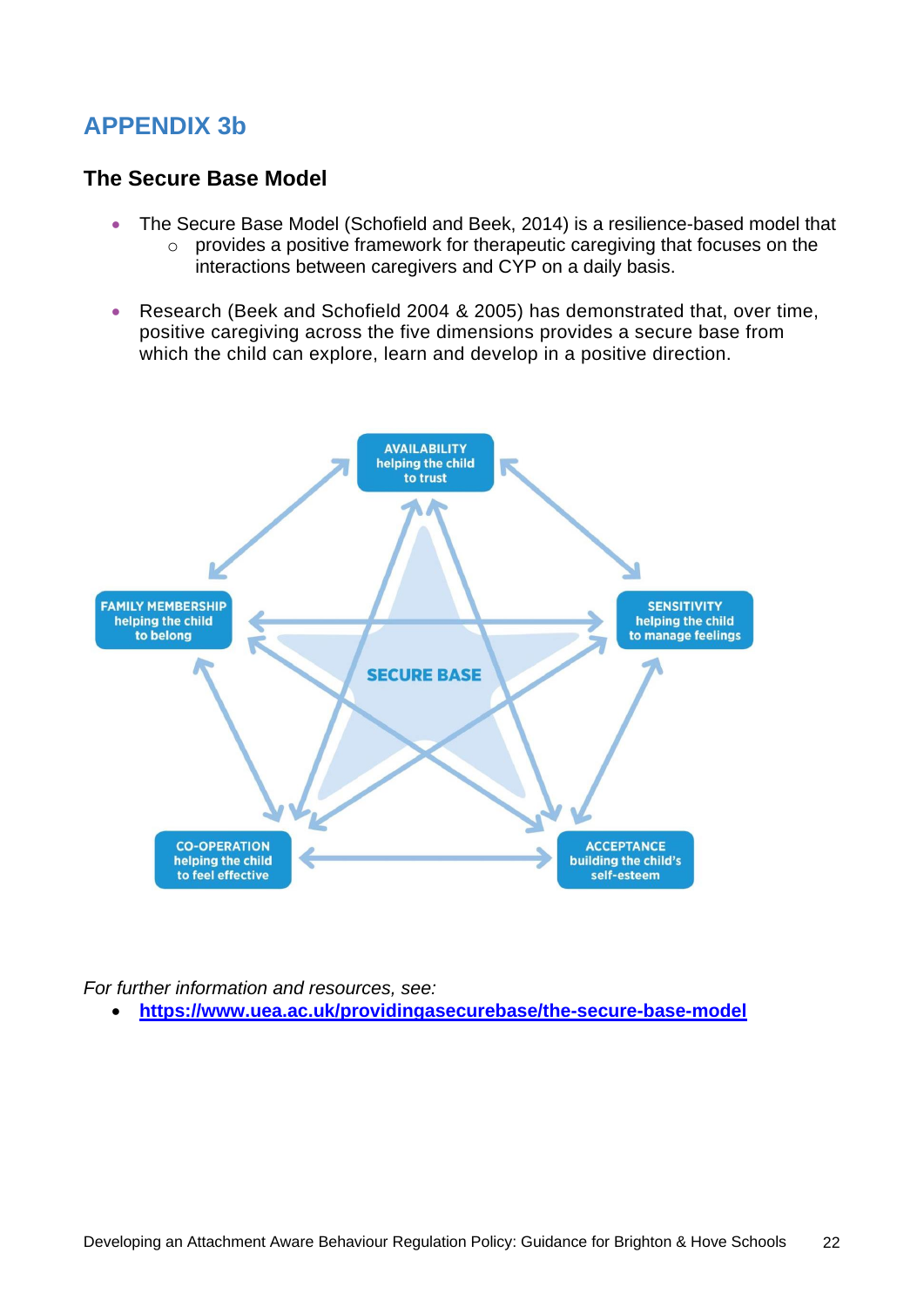## APPENDIX 3b

### The Secure Base Model

- The Secure Base Model (Schofield and Beek, 2014) is a resilience-based model that
  - provides a positive framework for therapeutic caregiving that focuses on the interactions between caregivers and CYP on a daily basis.

- Research (Beek and Schofield 2004 & 2005) has demonstrated that, over time, positive caregiving across the five dimensions provides a secure base from which the child can explore, learn and develop in a positive direction.

AVAILABILITY helping the child to trust

FAMILY MEMBERSHIP helping the child to belong

SENSITIVITY helping the child to manage feelings

SECURE BASE

CO-OPERATION helping the child to feel effective

ACCEPTANCE building the child's self-esteem

*For further information and resources, see:*

- **https://www.uea.ac.uk/providingasecurebase/the-secure-base-model**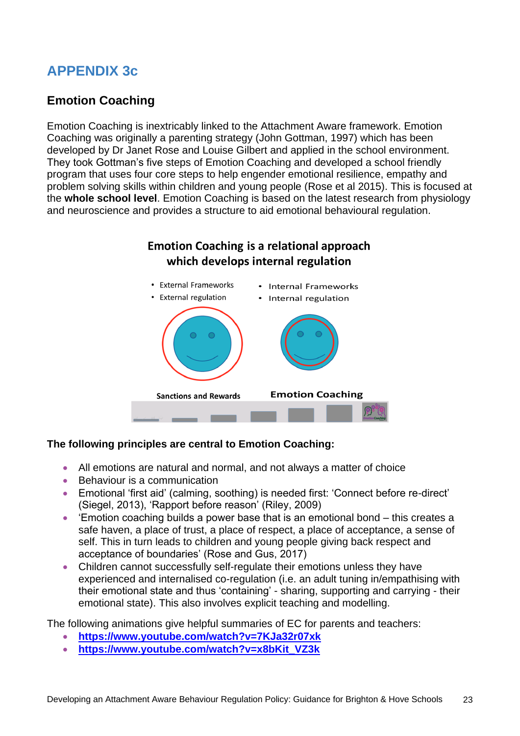# APPENDIX 3c

## Emotion Coaching

Emotion Coaching is inextricably linked to the Attachment Aware framework. Emotion Coaching was originally a parenting strategy (John Gottman, 1997) which has been developed by Dr Janet Rose and Louise Gilbert and applied in the school environment. They took Gottman's five steps of Emotion Coaching and developed a school friendly program that uses four core steps to help engender emotional resilience, empathy and problem solving skills within children and young people (Rose et al 2015). This is focused at the **whole school level**. Emotion Coaching is based on the latest research from physiology and neuroscience and provides a structure to aid emotional behavioural regulation.

**Emotion Coaching is a relational approach which develops internal regulation**

- External Frameworks
- External regulation

Sanctions and Rewards

- Internal Frameworks
- Internal regulation

Emotion Coaching

**The following principles are central to Emotion Coaching:**

- All emotions are natural and normal, and not always a matter of choice
- Behaviour is a communication
- Emotional 'first aid' (calming, soothing) is needed first: 'Connect before re-direct' (Siegel, 2013), 'Rapport before reason' (Riley, 2009)
- 'Emotion coaching builds a power base that is an emotional bond – this creates a safe haven, a place of trust, a place of respect, a place of acceptance, a sense of self. This in turn leads to children and young people giving back respect and acceptance of boundaries' (Rose and Gus, 2017)
- Children cannot successfully self-regulate their emotions unless they have experienced and internalised co-regulation (i.e. an adult tuning in/empathising with their emotional state and thus 'containing' - sharing, supporting and carrying - their emotional state). This also involves explicit teaching and modelling.

The following animations give helpful summaries of EC for parents and teachers:

- **https://www.youtube.com/watch?v=7KJa32r07xk**
- **https://www.youtube.com/watch?v=x8bKit_VZ3k**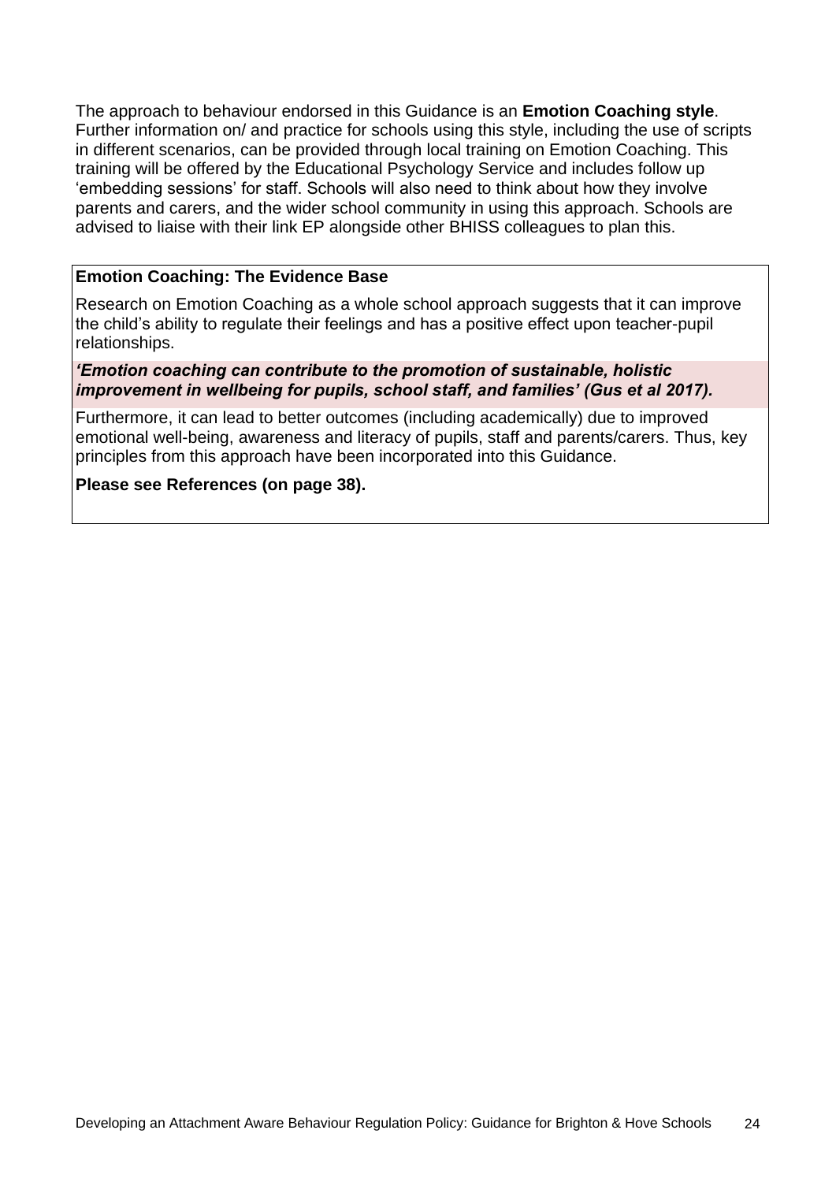The approach to behaviour endorsed in this Guidance is an **Emotion Coaching style**. Further information on/ and practice for schools using this style, including the use of scripts in different scenarios, can be provided through local training on Emotion Coaching. This training will be offered by the Educational Psychology Service and includes follow up 'embedding sessions' for staff. Schools will also need to think about how they involve parents and carers, and the wider school community in using this approach. Schools are advised to liaise with their link EP alongside other BHISS colleagues to plan this.

**Emotion Coaching: The Evidence Base**

Research on Emotion Coaching as a whole school approach suggests that it can improve the child's ability to regulate their feelings and has a positive effect upon teacher-pupil relationships.

***'Emotion coaching can contribute to the promotion of sustainable, holistic improvement in wellbeing for pupils, school staff, and families' (Gus et al 2017).***

Furthermore, it can lead to better outcomes (including academically) due to improved emotional well-being, awareness and literacy of pupils, staff and parents/carers. Thus, key principles from this approach have been incorporated into this Guidance.

**Please see References (on page 38).**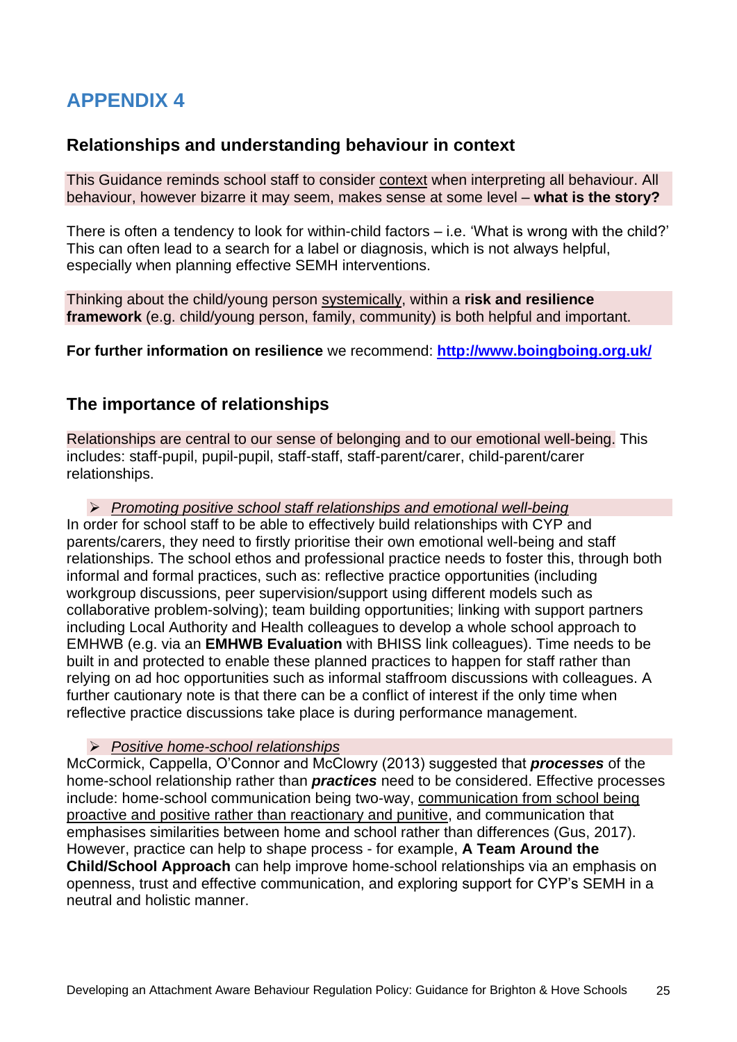# APPENDIX 4

## Relationships and understanding behaviour in context

This Guidance reminds school staff to consider context when interpreting all behaviour. All behaviour, however bizarre it may seem, makes sense at some level – **what is the story?**

There is often a tendency to look for within-child factors – i.e. 'What is wrong with the child?' This can often lead to a search for a label or diagnosis, which is not always helpful, especially when planning effective SEMH interventions.

Thinking about the child/young person systemically, within a **risk and resilience framework** (e.g. child/young person, family, community) is both helpful and important.

**For further information on resilience** we recommend: **http://www.boingboing.org.uk/**

## The importance of relationships

Relationships are central to our sense of belonging and to our emotional well-being. This includes: staff-pupil, pupil-pupil, staff-staff, staff-parent/carer, child-parent/carer relationships.

➢ *Promoting positive school staff relationships and emotional well-being*

In order for school staff to be able to effectively build relationships with CYP and parents/carers, they need to firstly prioritise their own emotional well-being and staff relationships. The school ethos and professional practice needs to foster this, through both informal and formal practices, such as: reflective practice opportunities (including workgroup discussions, peer supervision/support using different models such as collaborative problem-solving); team building opportunities; linking with support partners including Local Authority and Health colleagues to develop a whole school approach to EMHWB (e.g. via an **EMHWB Evaluation** with BHISS link colleagues). Time needs to be built in and protected to enable these planned practices to happen for staff rather than relying on ad hoc opportunities such as informal staffroom discussions with colleagues. A further cautionary note is that there can be a conflict of interest if the only time when reflective practice discussions take place is during performance management.

➢ *Positive home-school relationships*

McCormick, Cappella, O'Connor and McClowry (2013) suggested that ***processes*** of the home-school relationship rather than ***practices*** need to be considered. Effective processes include: home-school communication being two-way, communication from school being proactive and positive rather than reactionary and punitive, and communication that emphasises similarities between home and school rather than differences (Gus, 2017). However, practice can help to shape process - for example, **A Team Around the Child/School Approach** can help improve home-school relationships via an emphasis on openness, trust and effective communication, and exploring support for CYP's SEMH in a neutral and holistic manner.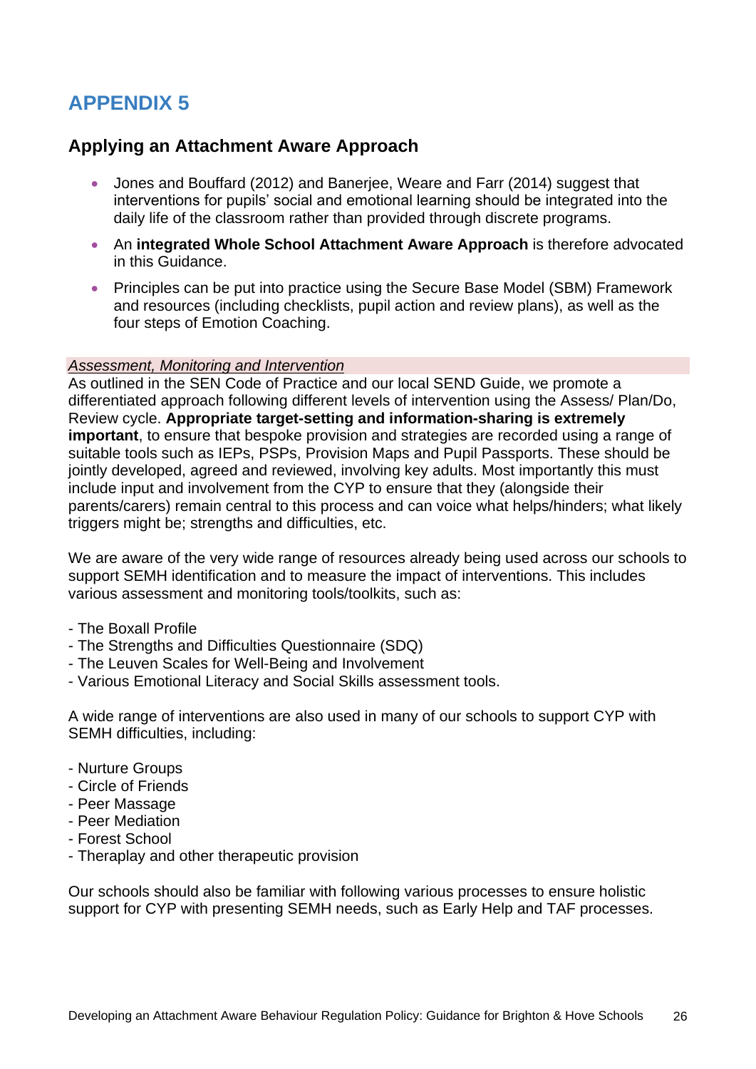# APPENDIX 5

## Applying an Attachment Aware Approach

- Jones and Bouffard (2012) and Banerjee, Weare and Farr (2014) suggest that interventions for pupils' social and emotional learning should be integrated into the daily life of the classroom rather than provided through discrete programs.
- An **integrated Whole School Attachment Aware Approach** is therefore advocated in this Guidance.
- Principles can be put into practice using the Secure Base Model (SBM) Framework and resources (including checklists, pupil action and review plans), as well as the four steps of Emotion Coaching.

*Assessment, Monitoring and Intervention*

As outlined in the SEN Code of Practice and our local SEND Guide, we promote a differentiated approach following different levels of intervention using the Assess/ Plan/Do, Review cycle. **Appropriate target-setting and information-sharing is extremely important**, to ensure that bespoke provision and strategies are recorded using a range of suitable tools such as IEPs, PSPs, Provision Maps and Pupil Passports. These should be jointly developed, agreed and reviewed, involving key adults. Most importantly this must include input and involvement from the CYP to ensure that they (alongside their parents/carers) remain central to this process and can voice what helps/hinders; what likely triggers might be; strengths and difficulties, etc.

We are aware of the very wide range of resources already being used across our schools to support SEMH identification and to measure the impact of interventions. This includes various assessment and monitoring tools/toolkits, such as:

- The Boxall Profile
- The Strengths and Difficulties Questionnaire (SDQ)
- The Leuven Scales for Well-Being and Involvement
- Various Emotional Literacy and Social Skills assessment tools.

A wide range of interventions are also used in many of our schools to support CYP with SEMH difficulties, including:

- Nurture Groups
- Circle of Friends
- Peer Massage
- Peer Mediation
- Forest School
- Theraplay and other therapeutic provision

Our schools should also be familiar with following various processes to ensure holistic support for CYP with presenting SEMH needs, such as Early Help and TAF processes.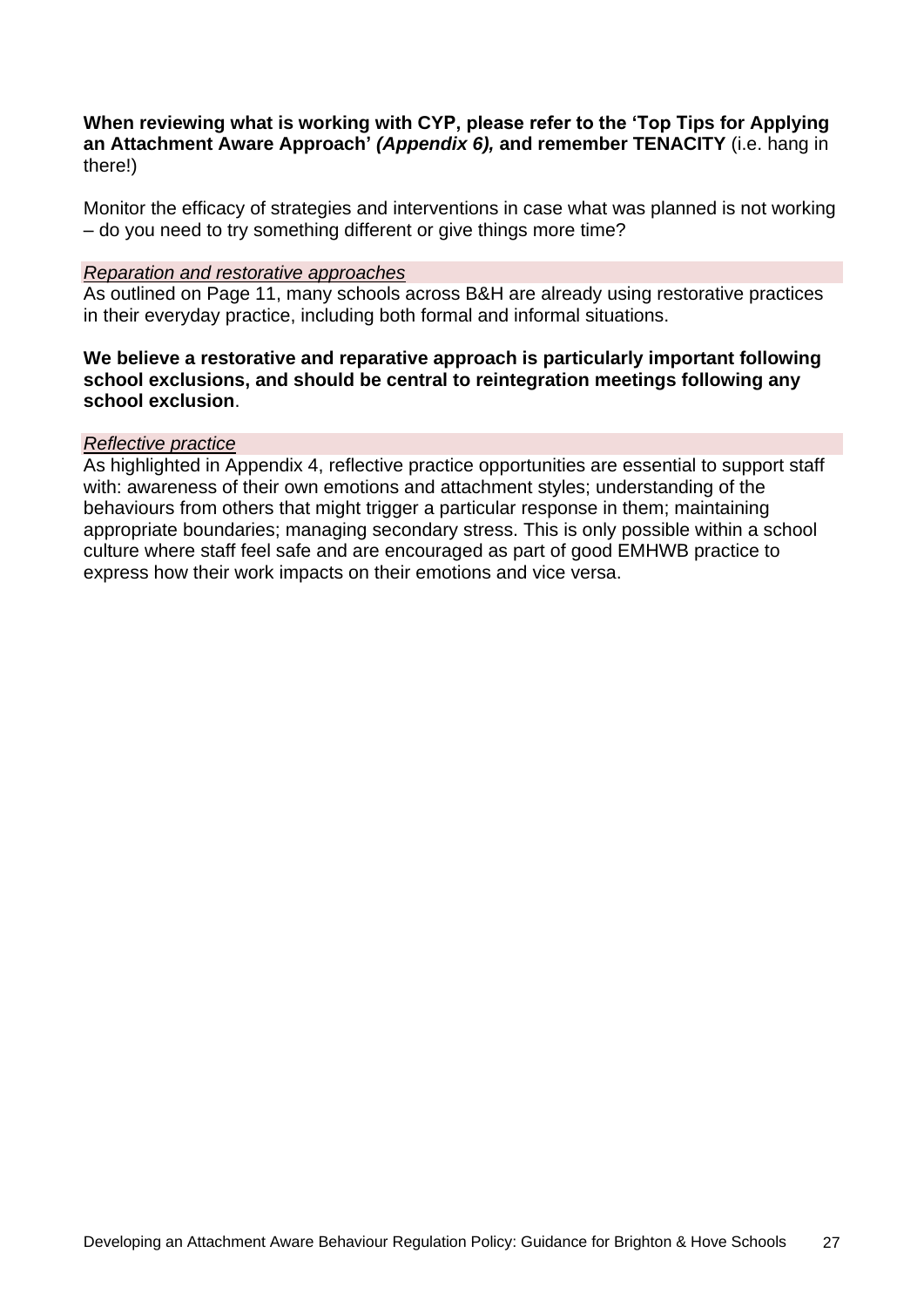**When reviewing what is working with CYP, please refer to the 'Top Tips for Applying an Attachment Aware Approach' *(Appendix 6),* and remember TENACITY** (i.e. hang in there!)

Monitor the efficacy of strategies and interventions in case what was planned is not working – do you need to try something different or give things more time?

*Reparation and restorative approaches*

As outlined on Page 11, many schools across B&H are already using restorative practices in their everyday practice, including both formal and informal situations.

**We believe a restorative and reparative approach is particularly important following school exclusions, and should be central to reintegration meetings following any school exclusion**.

*Reflective practice*

As highlighted in Appendix 4, reflective practice opportunities are essential to support staff with: awareness of their own emotions and attachment styles; understanding of the behaviours from others that might trigger a particular response in them; maintaining appropriate boundaries; managing secondary stress. This is only possible within a school culture where staff feel safe and are encouraged as part of good EMHWB practice to express how their work impacts on their emotions and vice versa.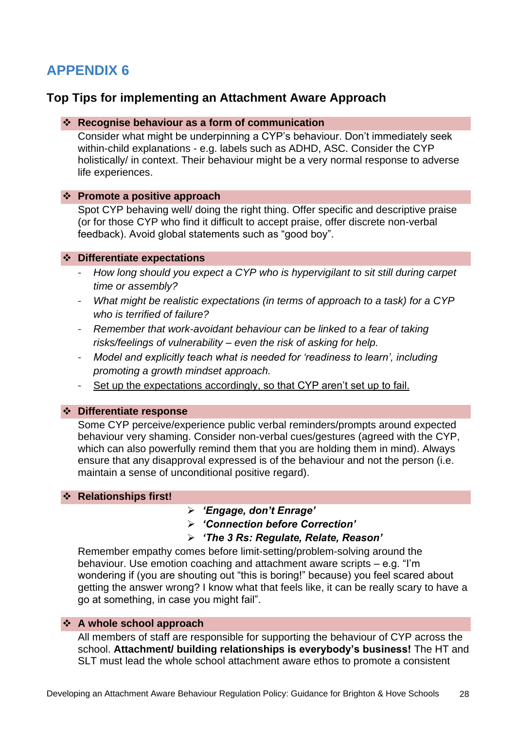# APPENDIX 6

## Top Tips for implementing an Attachment Aware Approach

- **Recognise behaviour as a form of communication**

  Consider what might be underpinning a CYP's behaviour. Don't immediately seek within-child explanations - e.g. labels such as ADHD, ASC. Consider the CYP holistically/ in context. Their behaviour might be a very normal response to adverse life experiences.

- **Promote a positive approach**

  Spot CYP behaving well/ doing the right thing. Offer specific and descriptive praise (or for those CYP who find it difficult to accept praise, offer discrete non-verbal feedback). Avoid global statements such as "good boy".

- **Differentiate expectations**
  - *How long should you expect a CYP who is hypervigilant to sit still during carpet time or assembly?*
  - *What might be realistic expectations (in terms of approach to a task) for a CYP who is terrified of failure?*
  - *Remember that work-avoidant behaviour can be linked to a fear of taking risks/feelings of vulnerability – even the risk of asking for help.*
  - *Model and explicitly teach what is needed for 'readiness to learn', including promoting a growth mindset approach.*
  - <u>Set up the expectations accordingly, so that CYP aren't set up to fail.</u>

- **Differentiate response**

  Some CYP perceive/experience public verbal reminders/prompts around expected behaviour very shaming. Consider non-verbal cues/gestures (agreed with the CYP, which can also powerfully remind them that you are holding them in mind). Always ensure that any disapproval expressed is of the behaviour and not the person (i.e. maintain a sense of unconditional positive regard).

- **Relationships first!**
  - ***'Engage, don't Enrage'***
  - ***'Connection before Correction'***
  - ***'The 3 Rs: Regulate, Relate, Reason'***

  Remember empathy comes before limit-setting/problem-solving around the behaviour. Use emotion coaching and attachment aware scripts – e.g. "I'm wondering if (you are shouting out "this is boring!" because) you feel scared about getting the answer wrong? I know what that feels like, it can be really scary to have a go at something, in case you might fail".

- **A whole school approach**

  All members of staff are responsible for supporting the behaviour of CYP across the school. **Attachment/ building relationships is everybody's business!** The HT and SLT must lead the whole school attachment aware ethos to promote a consistent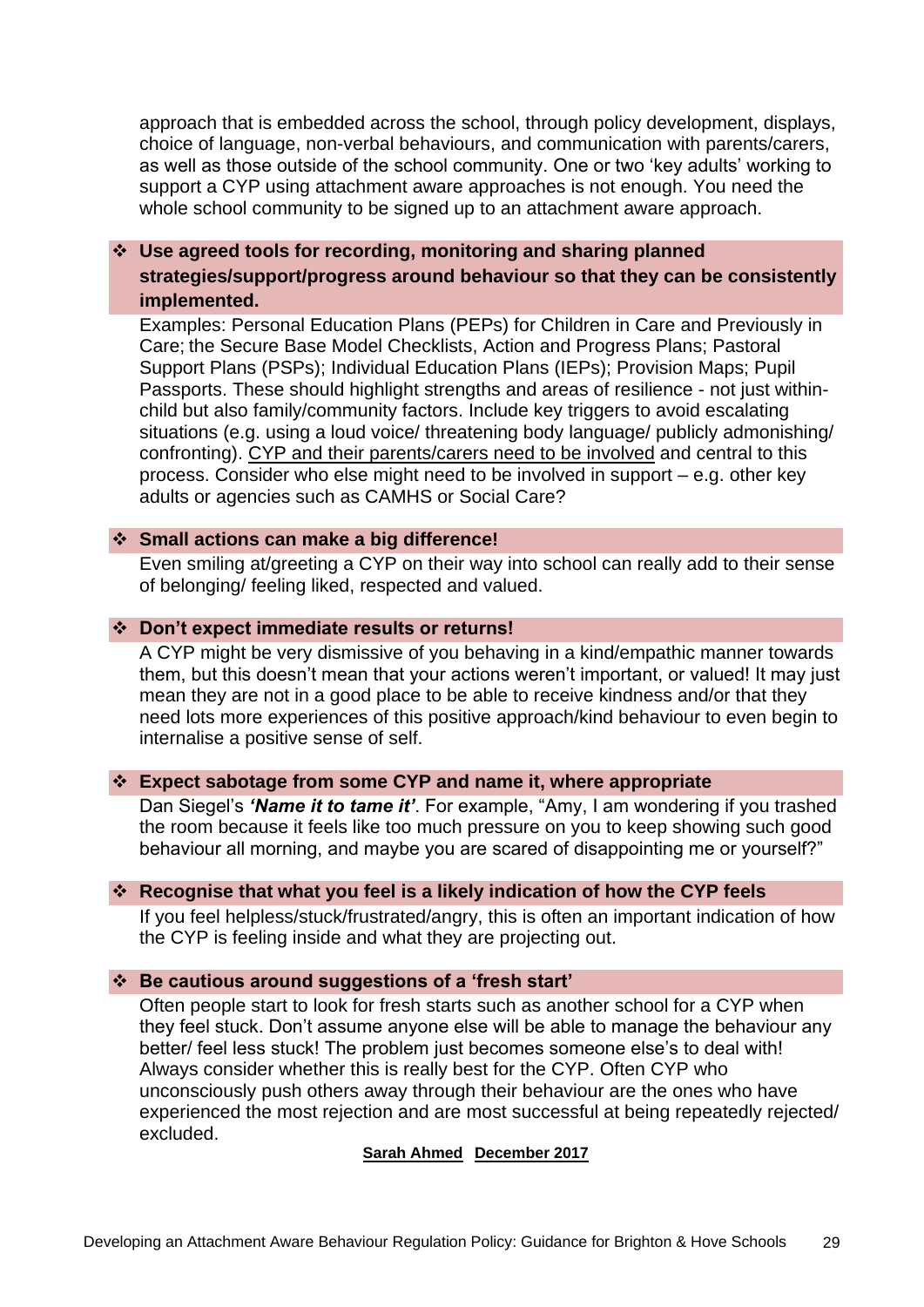approach that is embedded across the school, through policy development, displays, choice of language, non-verbal behaviours, and communication with parents/carers, as well as those outside of the school community. One or two 'key adults' working to support a CYP using attachment aware approaches is not enough. You need the whole school community to be signed up to an attachment aware approach.

- **Use agreed tools for recording, monitoring and sharing planned strategies/support/progress around behaviour so that they can be consistently implemented.**

  Examples: Personal Education Plans (PEPs) for Children in Care and Previously in Care; the Secure Base Model Checklists, Action and Progress Plans; Pastoral Support Plans (PSPs); Individual Education Plans (IEPs); Provision Maps; Pupil Passports. These should highlight strengths and areas of resilience - not just within-child but also family/community factors. Include key triggers to avoid escalating situations (e.g. using a loud voice/ threatening body language/ publicly admonishing/ confronting). <u>CYP and their parents/carers need to be involved</u> and central to this process. Consider who else might need to be involved in support – e.g. other key adults or agencies such as CAMHS or Social Care?

- **Small actions can make a big difference!**

  Even smiling at/greeting a CYP on their way into school can really add to their sense of belonging/ feeling liked, respected and valued.

- **Don't expect immediate results or returns!**

  A CYP might be very dismissive of you behaving in a kind/empathic manner towards them, but this doesn't mean that your actions weren't important, or valued! It may just mean they are not in a good place to be able to receive kindness and/or that they need lots more experiences of this positive approach/kind behaviour to even begin to internalise a positive sense of self.

- **Expect sabotage from some CYP and name it, where appropriate**

  Dan Siegel's ***'Name it to tame it'***. For example, "Amy, I am wondering if you trashed the room because it feels like too much pressure on you to keep showing such good behaviour all morning, and maybe you are scared of disappointing me or yourself?"

- **Recognise that what you feel is a likely indication of how the CYP feels**

  If you feel helpless/stuck/frustrated/angry, this is often an important indication of how the CYP is feeling inside and what they are projecting out.

- **Be cautious around suggestions of a 'fresh start'**

  Often people start to look for fresh starts such as another school for a CYP when they feel stuck. Don't assume anyone else will be able to manage the behaviour any better/ feel less stuck! The problem just becomes someone else's to deal with! Always consider whether this is really best for the CYP. Often CYP who unconsciously push others away through their behaviour are the ones who have experienced the most rejection and are most successful at being repeatedly rejected/ excluded.

**<u>Sarah Ahmed</u>** **<u>December 2017</u>**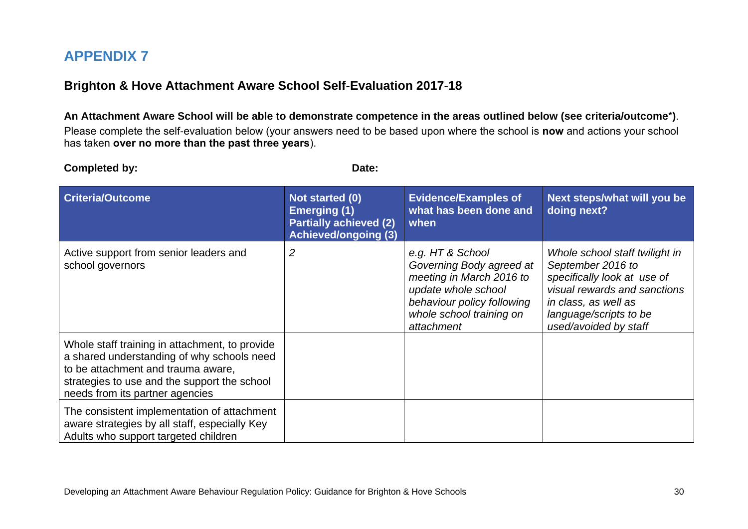# APPENDIX 7

## Brighton & Hove Attachment Aware School Self-Evaluation 2017-18

**An Attachment Aware School will be able to demonstrate competence in the areas outlined below (see criteria/outcome*)**.

Please complete the self-evaluation below (your answers need to be based upon where the school is **now** and actions your school has taken **over no more than the past three years**).

**Completed by:** **Date:**

| Criteria/Outcome | Not started (0)<br>Emerging (1)<br>Partially achieved (2)<br>Achieved/ongoing (3) | Evidence/Examples of what has been done and when | Next steps/what will you be doing next? |
|---|---|---|---|
| Active support from senior leaders and school governors | *2* | *e.g. HT & School Governing Body agreed at meeting in March 2016 to update whole school behaviour policy following whole school training on attachment* | *Whole school staff twilight in September 2016 to specifically look at use of visual rewards and sanctions in class, as well as language/scripts to be used/avoided by staff* |
| Whole staff training in attachment, to provide a shared understanding of why schools need to be attachment and trauma aware, strategies to use and the support the school needs from its partner agencies | | | |
| The consistent implementation of attachment aware strategies by all staff, especially Key Adults who support targeted children | | | |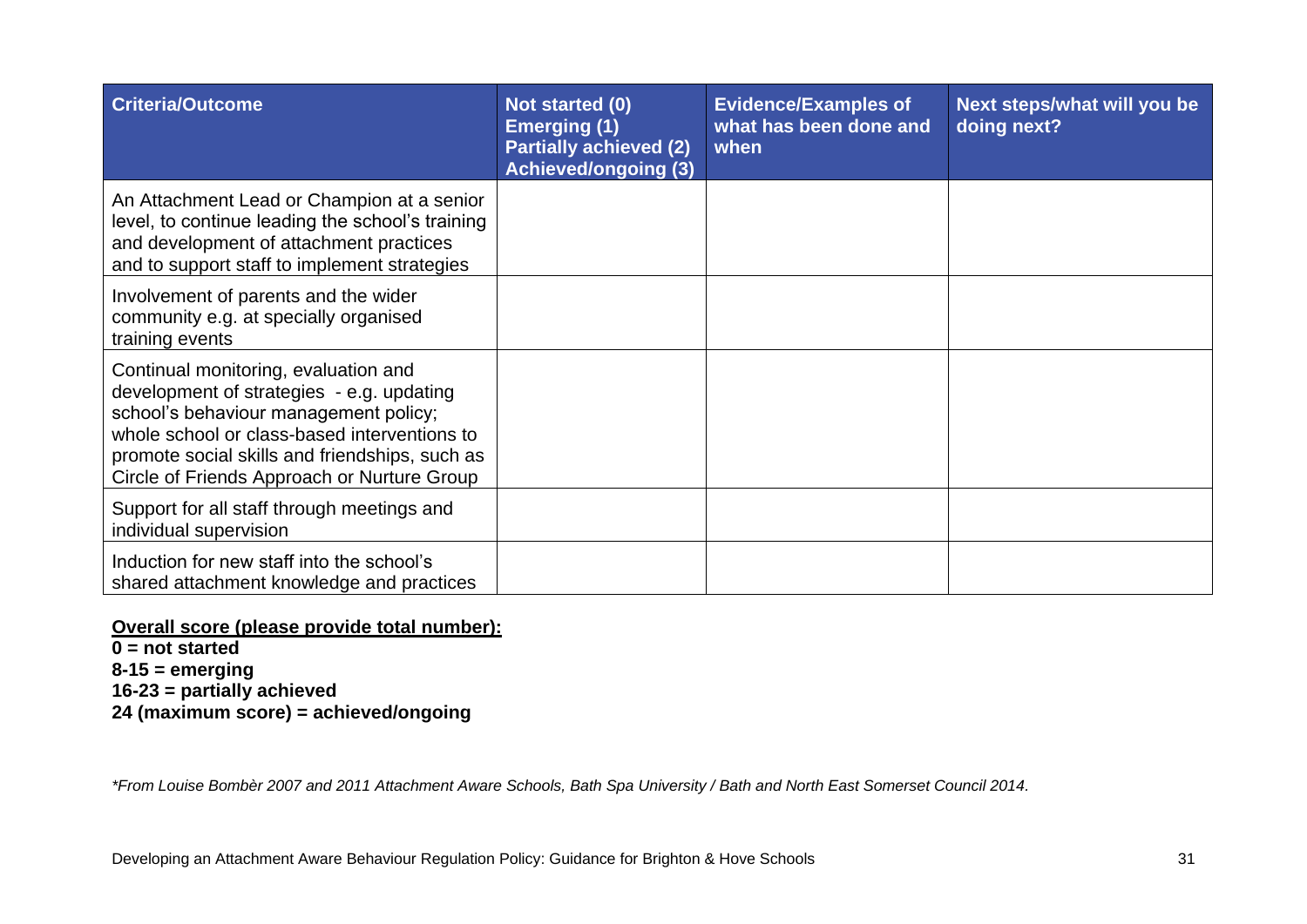| Criteria/Outcome | Not started (0)<br>Emerging (1)<br>Partially achieved (2)<br>Achieved/ongoing (3) | Evidence/Examples of what has been done and when | Next steps/what will you be doing next? |
|---|---|---|---|
| An Attachment Lead or Champion at a senior level, to continue leading the school's training and development of attachment practices and to support staff to implement strategies | | | |
| Involvement of parents and the wider community e.g. at specially organised training events | | | |
| Continual monitoring, evaluation and development of strategies - e.g. updating school's behaviour management policy; whole school or class-based interventions to promote social skills and friendships, such as Circle of Friends Approach or Nurture Group | | | |
| Support for all staff through meetings and individual supervision | | | |
| Induction for new staff into the school's shared attachment knowledge and practices | | | |

**Overall score (please provide total number):**
**0 = not started**
**8-15 = emerging**
**16-23 = partially achieved**
**24 (maximum score) = achieved/ongoing**

*\*From Louise Bombèr 2007 and 2011 Attachment Aware Schools, Bath Spa University / Bath and North East Somerset Council 2014.*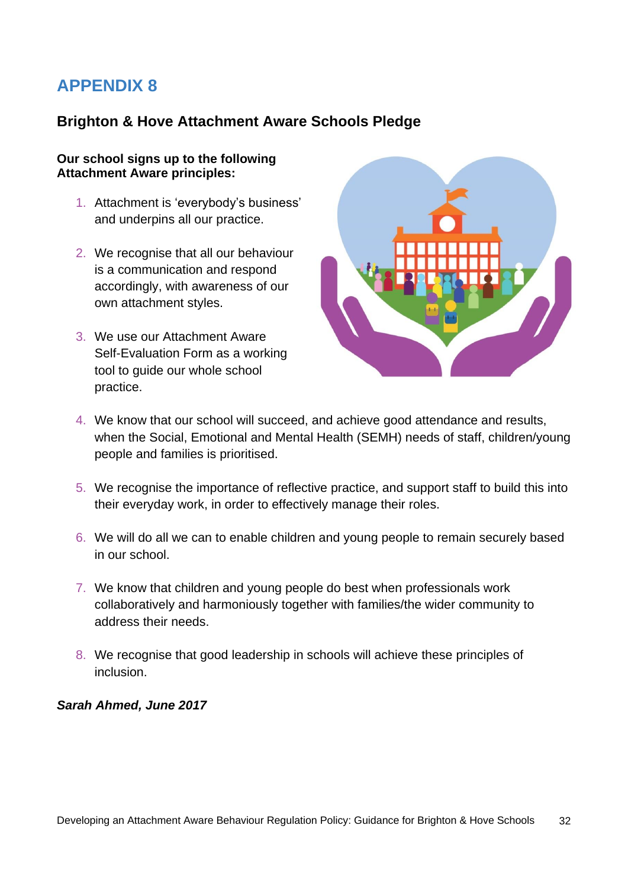# APPENDIX 8

## Brighton & Hove Attachment Aware Schools Pledge

**Our school signs up to the following Attachment Aware principles:**

1. Attachment is ‘everybody’s business’ and underpins all our practice.
2. We recognise that all our behaviour is a communication and respond accordingly, with awareness of our own attachment styles.
3. We use our Attachment Aware Self-Evaluation Form as a working tool to guide our whole school practice.
4. We know that our school will succeed, and achieve good attendance and results, when the Social, Emotional and Mental Health (SEMH) needs of staff, children/young people and families is prioritised.
5. We recognise the importance of reflective practice, and support staff to build this into their everyday work, in order to effectively manage their roles.
6. We will do all we can to enable children and young people to remain securely based in our school.
7. We know that children and young people do best when professionals work collaboratively and harmoniously together with families/the wider community to address their needs.
8. We recognise that good leadership in schools will achieve these principles of inclusion.

***Sarah Ahmed, June 2017***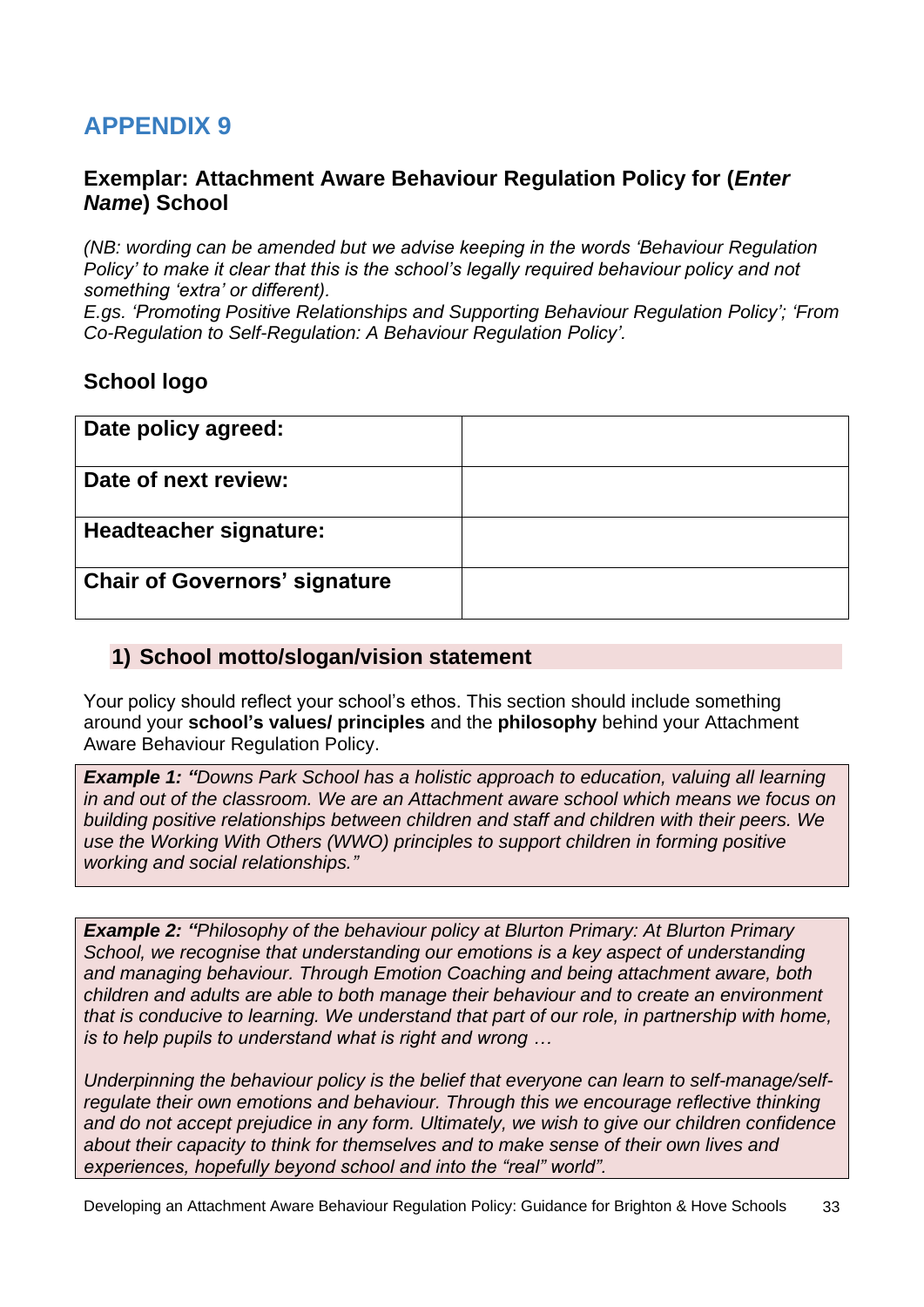# APPENDIX 9

## Exemplar: Attachment Aware Behaviour Regulation Policy for (*Enter Name*) School

*(NB: wording can be amended but we advise keeping in the words 'Behaviour Regulation Policy' to make it clear that this is the school's legally required behaviour policy and not something 'extra' or different).*
*E.gs. 'Promoting Positive Relationships and Supporting Behaviour Regulation Policy'; 'From Co-Regulation to Self-Regulation: A Behaviour Regulation Policy'.*

### School logo

| | |
|---|---|
| **Date policy agreed:** | |
| **Date of next review:** | |
| **Headteacher signature:** | |
| **Chair of Governors' signature** | |

### 1) School motto/slogan/vision statement

Your policy should reflect your school's ethos. This section should include something around your **school's values/ principles** and the **philosophy** behind your Attachment Aware Behaviour Regulation Policy.

***Example 1: "****Downs Park School has a holistic approach to education, valuing all learning in and out of the classroom. We are an Attachment aware school which means we focus on building positive relationships between children and staff and children with their peers. We use the Working With Others (WWO) principles to support children in forming positive working and social relationships."*

***Example 2: "****Philosophy of the behaviour policy at Blurton Primary: At Blurton Primary School, we recognise that understanding our emotions is a key aspect of understanding and managing behaviour. Through Emotion Coaching and being attachment aware, both children and adults are able to both manage their behaviour and to create an environment that is conducive to learning. We understand that part of our role, in partnership with home, is to help pupils to understand what is right and wrong …*

*Underpinning the behaviour policy is the belief that everyone can learn to self-manage/self-regulate their own emotions and behaviour. Through this we encourage reflective thinking and do not accept prejudice in any form. Ultimately, we wish to give our children confidence about their capacity to think for themselves and to make sense of their own lives and experiences, hopefully beyond school and into the "real" world".*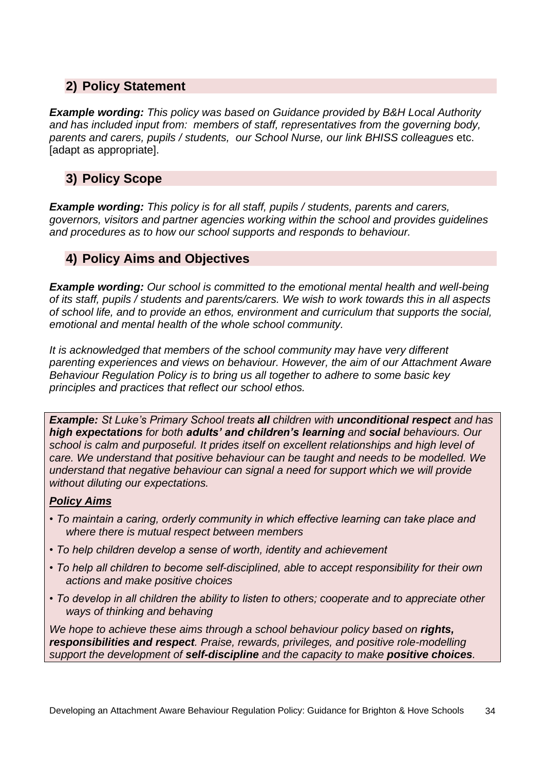## 2) Policy Statement

***Example wording:*** *This policy was based on Guidance provided by B&H Local Authority and has included input from: members of staff, representatives from the governing body, parents and carers, pupils / students, our School Nurse, our link BHISS colleagues* etc. [adapt as appropriate].

## 3) Policy Scope

***Example wording:*** *This policy is for all staff, pupils / students, parents and carers, governors, visitors and partner agencies working within the school and provides guidelines and procedures as to how our school supports and responds to behaviour.*

## 4) Policy Aims and Objectives

***Example wording:*** *Our school is committed to the emotional mental health and well-being of its staff, pupils / students and parents/carers. We wish to work towards this in all aspects of school life, and to provide an ethos, environment and curriculum that supports the social, emotional and mental health of the whole school community.*

*It is acknowledged that members of the school community may have very different parenting experiences and views on behaviour. However, the aim of our Attachment Aware Behaviour Regulation Policy is to bring us all together to adhere to some basic key principles and practices that reflect our school ethos.*

***Example:*** *St Luke's Primary School treats* ***all*** *children with* ***unconditional respect*** *and has* ***high expectations*** *for both* ***adults' and children's learning*** *and* ***social*** *behaviours. Our school is calm and purposeful. It prides itself on excellent relationships and high level of care. We understand that positive behaviour can be taught and needs to be modelled. We understand that negative behaviour can signal a need for support which we will provide without diluting our expectations.*

***Policy Aims***

- *To maintain a caring, orderly community in which effective learning can take place and where there is mutual respect between members*
- *To help children develop a sense of worth, identity and achievement*
- *To help all children to become self-disciplined, able to accept responsibility for their own actions and make positive choices*
- *To develop in all children the ability to listen to others; cooperate and to appreciate other ways of thinking and behaving*

*We hope to achieve these aims through a school behaviour policy based on* ***rights, responsibilities and respect****. Praise, rewards, privileges, and positive role-modelling support the development of* ***self-discipline*** *and the capacity to make* ***positive choices****.*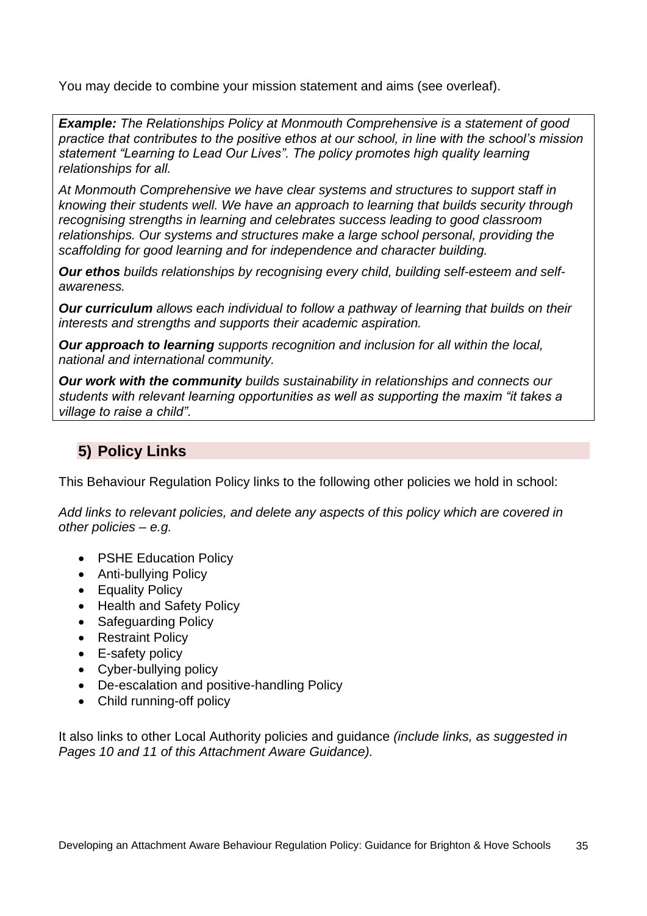You may decide to combine your mission statement and aims (see overleaf).

> ***Example:*** *The Relationships Policy at Monmouth Comprehensive is a statement of good practice that contributes to the positive ethos at our school, in line with the school's mission statement "Learning to Lead Our Lives". The policy promotes high quality learning relationships for all.*
>
> *At Monmouth Comprehensive we have clear systems and structures to support staff in knowing their students well. We have an approach to learning that builds security through recognising strengths in learning and celebrates success leading to good classroom relationships. Our systems and structures make a large school personal, providing the scaffolding for good learning and for independence and character building.*
>
> ***Our ethos*** *builds relationships by recognising every child, building self-esteem and self-awareness.*
>
> ***Our curriculum*** *allows each individual to follow a pathway of learning that builds on their interests and strengths and supports their academic aspiration.*
>
> ***Our approach to learning*** *supports recognition and inclusion for all within the local, national and international community.*
>
> ***Our work with the community*** *builds sustainability in relationships and connects our students with relevant learning opportunities as well as supporting the maxim "it takes a village to raise a child".*

## 5) Policy Links

This Behaviour Regulation Policy links to the following other policies we hold in school:

*Add links to relevant policies, and delete any aspects of this policy which are covered in other policies – e.g.*

- PSHE Education Policy
- Anti-bullying Policy
- Equality Policy
- Health and Safety Policy
- Safeguarding Policy
- Restraint Policy
- E-safety policy
- Cyber-bullying policy
- De-escalation and positive-handling Policy
- Child running-off policy

It also links to other Local Authority policies and guidance *(include links, as suggested in Pages 10 and 11 of this Attachment Aware Guidance).*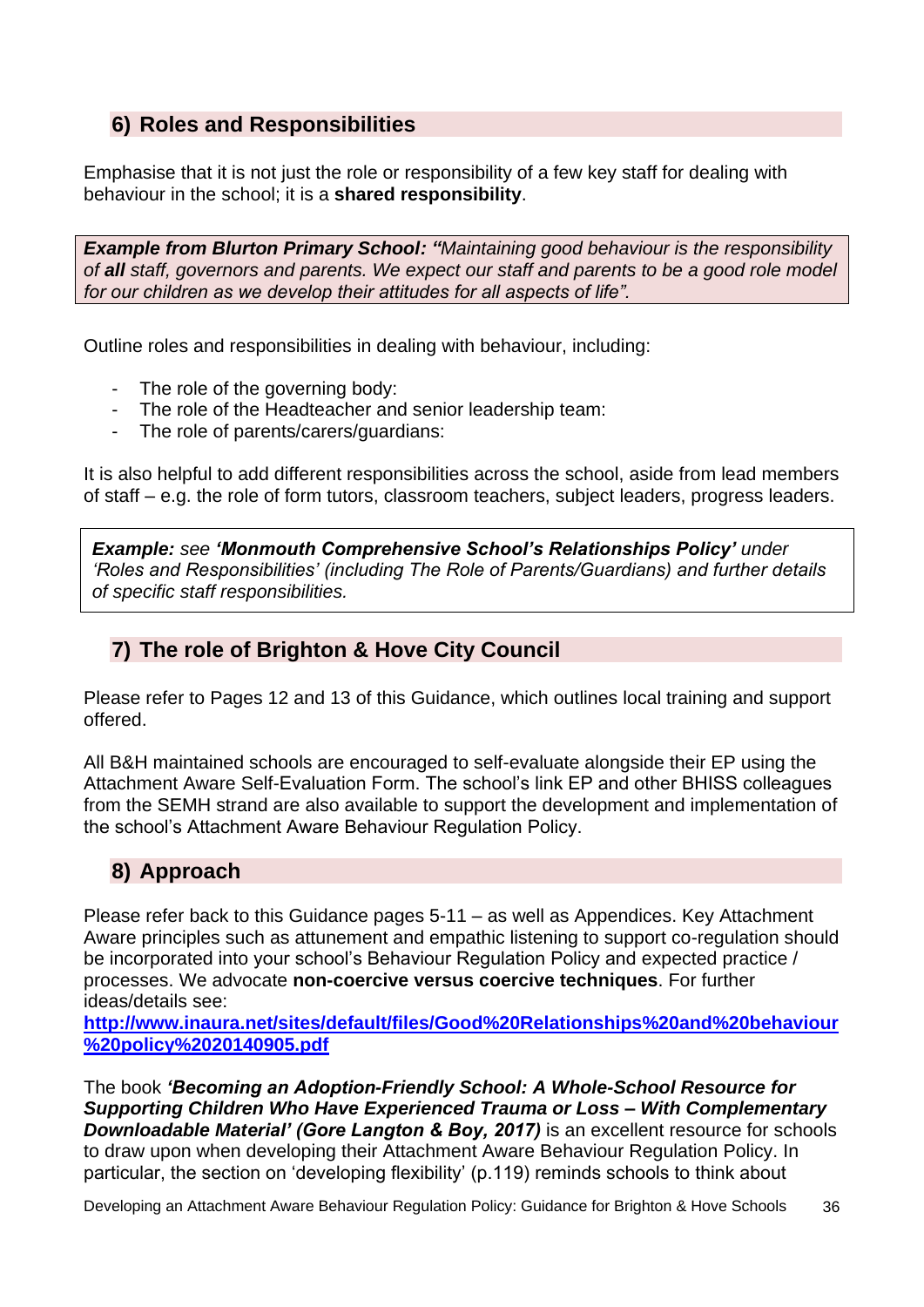## 6) Roles and Responsibilities

Emphasise that it is not just the role or responsibility of a few key staff for dealing with behaviour in the school; it is a **shared responsibility**.

> ***Example from Blurton Primary School:*** *"Maintaining good behaviour is the responsibility of **all** staff, governors and parents. We expect our staff and parents to be a good role model for our children as we develop their attitudes for all aspects of life".*

Outline roles and responsibilities in dealing with behaviour, including:

- The role of the governing body:
- The role of the Headteacher and senior leadership team:
- The role of parents/carers/guardians:

It is also helpful to add different responsibilities across the school, aside from lead members of staff – e.g. the role of form tutors, classroom teachers, subject leaders, progress leaders.

> ***Example:*** *see **'Monmouth Comprehensive School's Relationships Policy'** under 'Roles and Responsibilities' (including The Role of Parents/Guardians) and further details of specific staff responsibilities.*

## 7) The role of Brighton & Hove City Council

Please refer to Pages 12 and 13 of this Guidance, which outlines local training and support offered.

All B&H maintained schools are encouraged to self-evaluate alongside their EP using the Attachment Aware Self-Evaluation Form. The school's link EP and other BHISS colleagues from the SEMH strand are also available to support the development and implementation of the school's Attachment Aware Behaviour Regulation Policy.

## 8) Approach

Please refer back to this Guidance pages 5-11 – as well as Appendices. Key Attachment Aware principles such as attunement and empathic listening to support co-regulation should be incorporated into your school's Behaviour Regulation Policy and expected practice / processes. We advocate **non-coercive versus coercive techniques**. For further ideas/details see:
**http://www.inaura.net/sites/default/files/Good%20Relationships%20and%20behaviour%20policy%2020140905.pdf**

The book ***'Becoming an Adoption-Friendly School: A Whole-School Resource for Supporting Children Who Have Experienced Trauma or Loss – With Complementary Downloadable Material' (Gore Langton & Boy, 2017)*** is an excellent resource for schools to draw upon when developing their Attachment Aware Behaviour Regulation Policy. In particular, the section on 'developing flexibility' (p.119) reminds schools to think about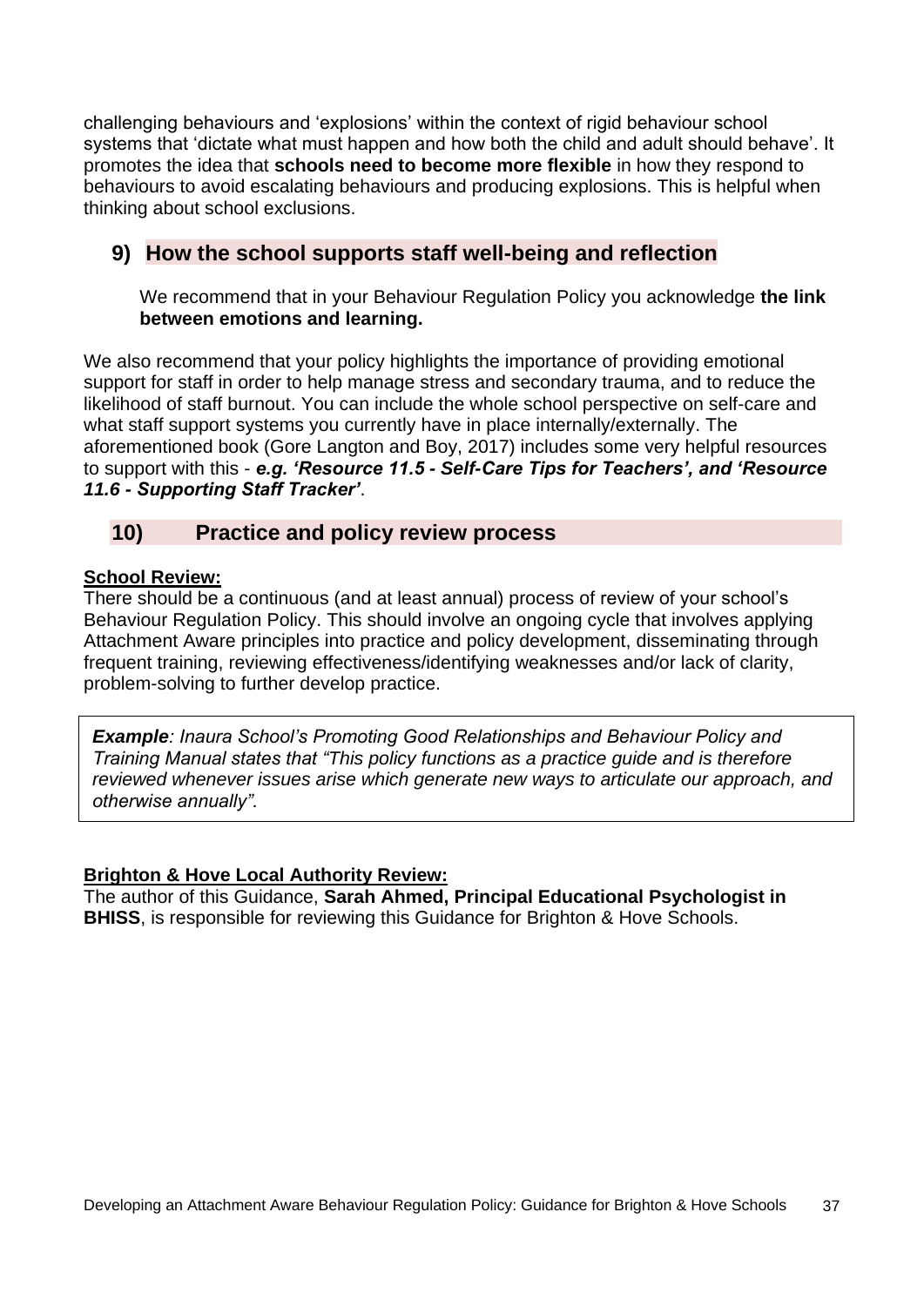challenging behaviours and 'explosions' within the context of rigid behaviour school systems that 'dictate what must happen and how both the child and adult should behave'. It promotes the idea that **schools need to become more flexible** in how they respond to behaviours to avoid escalating behaviours and producing explosions. This is helpful when thinking about school exclusions.

## 9) How the school supports staff well-being and reflection

We recommend that in your Behaviour Regulation Policy you acknowledge **the link between emotions and learning.**

We also recommend that your policy highlights the importance of providing emotional support for staff in order to help manage stress and secondary trauma, and to reduce the likelihood of staff burnout. You can include the whole school perspective on self-care and what staff support systems you currently have in place internally/externally. The aforementioned book (Gore Langton and Boy, 2017) includes some very helpful resources to support with this - ***e.g. 'Resource 11.5 - Self-Care Tips for Teachers', and 'Resource 11.6 - Supporting Staff Tracker'***.

## 10) Practice and policy review process

**School Review:**

There should be a continuous (and at least annual) process of review of your school's Behaviour Regulation Policy. This should involve an ongoing cycle that involves applying Attachment Aware principles into practice and policy development, disseminating through frequent training, reviewing effectiveness/identifying weaknesses and/or lack of clarity, problem-solving to further develop practice.

> ***Example****: Inaura School's Promoting Good Relationships and Behaviour Policy and Training Manual states that "This policy functions as a practice guide and is therefore reviewed whenever issues arise which generate new ways to articulate our approach, and otherwise annually".*

**Brighton & Hove Local Authority Review:**

The author of this Guidance, **Sarah Ahmed, Principal Educational Psychologist in BHISS**, is responsible for reviewing this Guidance for Brighton & Hove Schools.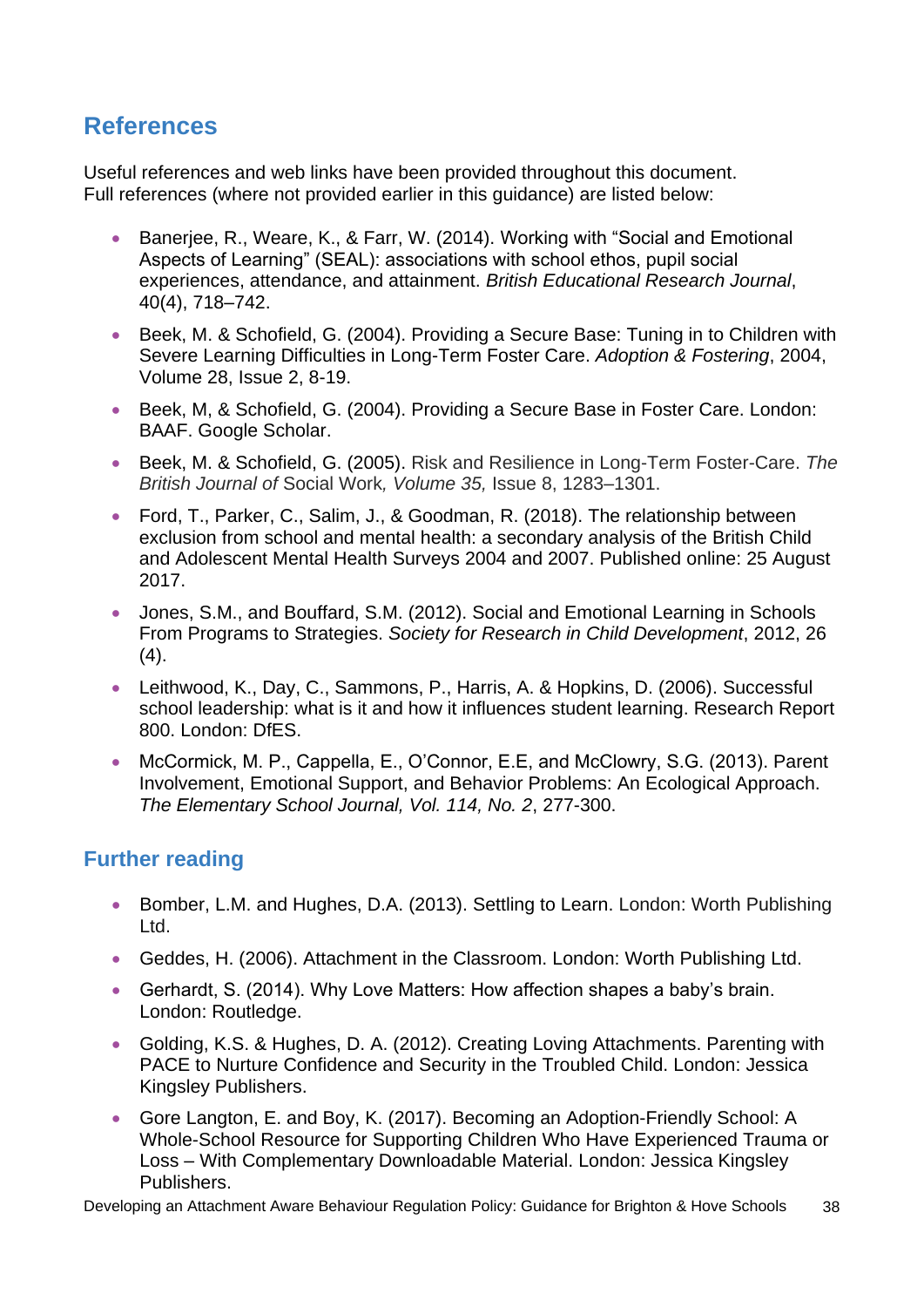## References

Useful references and web links have been provided throughout this document. Full references (where not provided earlier in this guidance) are listed below:

- Banerjee, R., Weare, K., & Farr, W. (2014). Working with "Social and Emotional Aspects of Learning" (SEAL): associations with school ethos, pupil social experiences, attendance, and attainment. *British Educational Research Journal*, 40(4), 718–742.
- Beek, M. & Schofield, G. (2004). Providing a Secure Base: Tuning in to Children with Severe Learning Difficulties in Long-Term Foster Care. *Adoption & Fostering*, 2004, Volume 28, Issue 2, 8-19.
- Beek, M, & Schofield, G. (2004). Providing a Secure Base in Foster Care. London: BAAF. Google Scholar.
- Beek, M. & Schofield, G. (2005). Risk and Resilience in Long-Term Foster-Care. *The British Journal of* Social Work*, Volume 35,* Issue 8, 1283–1301.
- Ford, T., Parker, C., Salim, J., & Goodman, R. (2018). The relationship between exclusion from school and mental health: a secondary analysis of the British Child and Adolescent Mental Health Surveys 2004 and 2007. Published online: 25 August 2017.
- Jones, S.M., and Bouffard, S.M. (2012). Social and Emotional Learning in Schools From Programs to Strategies. *Society for Research in Child Development*, 2012, 26 (4).
- Leithwood, K., Day, C., Sammons, P., Harris, A. & Hopkins, D. (2006). Successful school leadership: what is it and how it influences student learning. Research Report 800. London: DfES.
- McCormick, M. P., Cappella, E., O'Connor, E.E, and McClowry, S.G. (2013). Parent Involvement, Emotional Support, and Behavior Problems: An Ecological Approach. *The Elementary School Journal, Vol. 114, No. 2*, 277-300.

## Further reading

- Bomber, L.M. and Hughes, D.A. (2013). Settling to Learn. London: Worth Publishing Ltd.
- Geddes, H. (2006). Attachment in the Classroom. London: Worth Publishing Ltd.
- Gerhardt, S. (2014). Why Love Matters: How affection shapes a baby's brain. London: Routledge.
- Golding, K.S. & Hughes, D. A. (2012). Creating Loving Attachments. Parenting with PACE to Nurture Confidence and Security in the Troubled Child. London: Jessica Kingsley Publishers.
- Gore Langton, E. and Boy, K. (2017). Becoming an Adoption-Friendly School: A Whole-School Resource for Supporting Children Who Have Experienced Trauma or Loss – With Complementary Downloadable Material. London: Jessica Kingsley Publishers.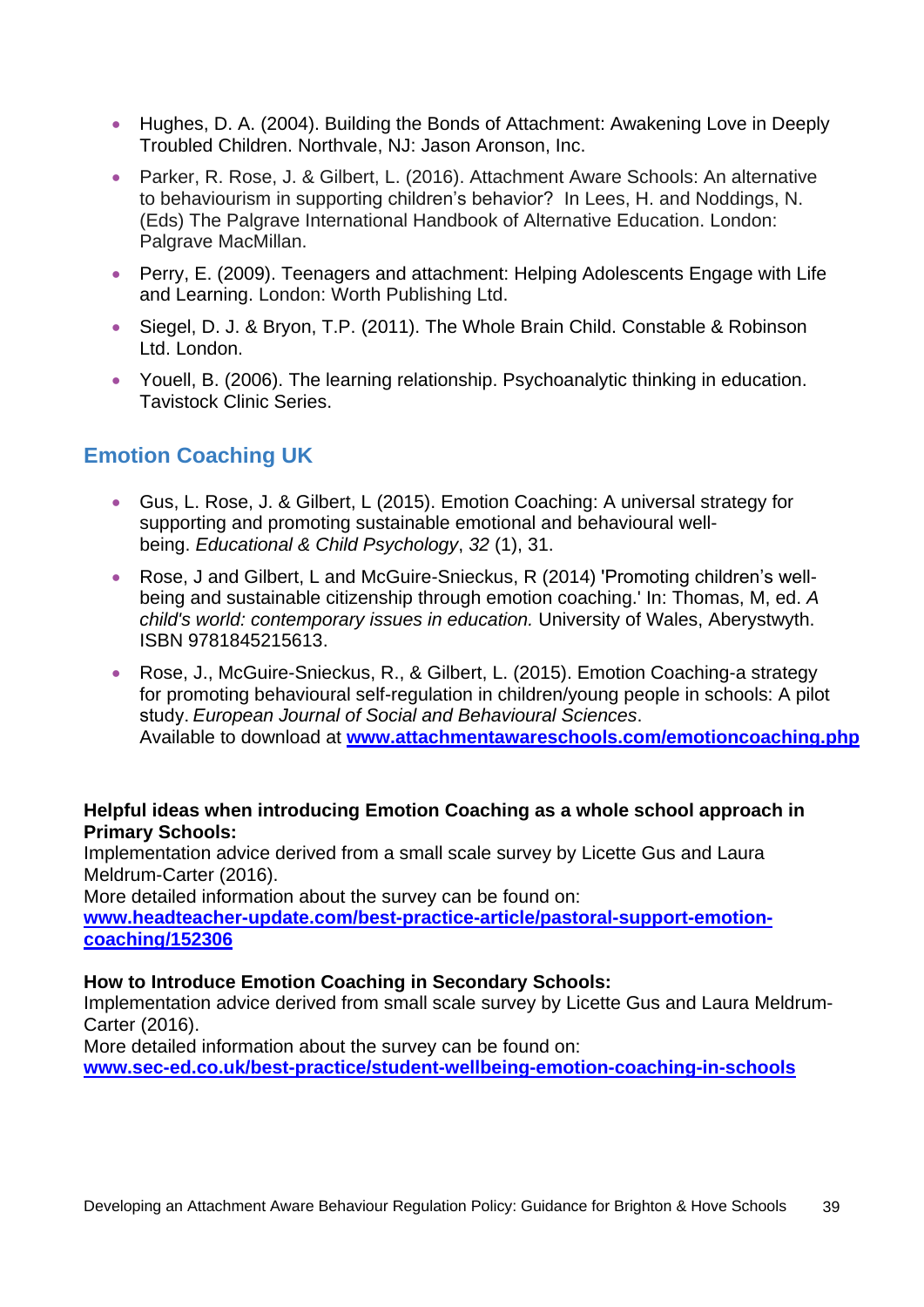- Hughes, D. A. (2004). Building the Bonds of Attachment: Awakening Love in Deeply Troubled Children. Northvale, NJ: Jason Aronson, Inc.
- Parker, R. Rose, J. & Gilbert, L. (2016). Attachment Aware Schools: An alternative to behaviourism in supporting children's behavior? In Lees, H. and Noddings, N. (Eds) The Palgrave International Handbook of Alternative Education. London: Palgrave MacMillan.
- Perry, E. (2009). Teenagers and attachment: Helping Adolescents Engage with Life and Learning. London: Worth Publishing Ltd.
- Siegel, D. J. & Bryon, T.P. (2011). The Whole Brain Child. Constable & Robinson Ltd. London.
- Youell, B. (2006). The learning relationship. Psychoanalytic thinking in education. Tavistock Clinic Series.

## Emotion Coaching UK

- Gus, L. Rose, J. & Gilbert, L (2015). Emotion Coaching: A universal strategy for supporting and promoting sustainable emotional and behavioural well-being. *Educational & Child Psychology*, *32* (1), 31.
- Rose, J and Gilbert, L and McGuire-Snieckus, R (2014) 'Promoting children's well-being and sustainable citizenship through emotion coaching.' In: Thomas, M, ed. *A child's world: contemporary issues in education.* University of Wales, Aberystwyth. ISBN 9781845215613.
- Rose, J., McGuire-Snieckus, R., & Gilbert, L. (2015). Emotion Coaching-a strategy for promoting behavioural self-regulation in children/young people in schools: A pilot study. *European Journal of Social and Behavioural Sciences*. Available to download at **www.attachmentawareschools.com/emotioncoaching.php**

**Helpful ideas when introducing Emotion Coaching as a whole school approach in Primary Schools:**
Implementation advice derived from a small scale survey by Licette Gus and Laura Meldrum-Carter (2016).
More detailed information about the survey can be found on:
**www.headteacher-update.com/best-practice-article/pastoral-support-emotion-coaching/152306**

**How to Introduce Emotion Coaching in Secondary Schools:**
Implementation advice derived from small scale survey by Licette Gus and Laura Meldrum-Carter (2016).
More detailed information about the survey can be found on:
**www.sec-ed.co.uk/best-practice/student-wellbeing-emotion-coaching-in-schools**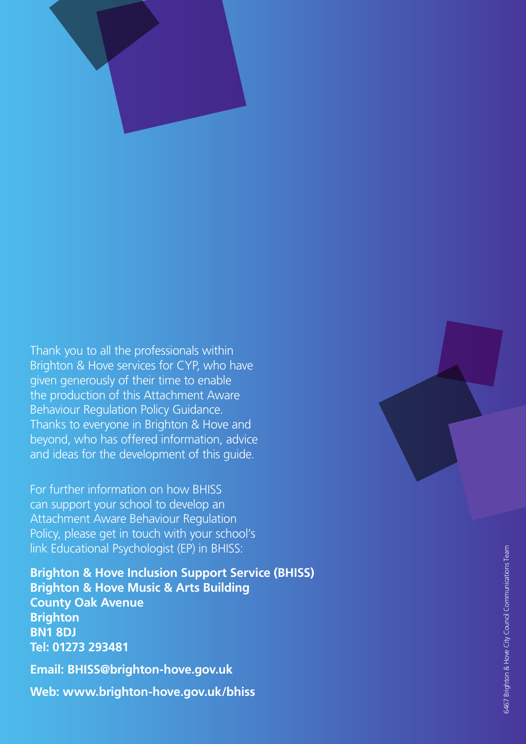Thank you to all the professionals within Brighton & Hove services for CYP, who have given generously of their time to enable the production of this Attachment Aware Behaviour Regulation Policy Guidance. Thanks to everyone in Brighton & Hove and beyond, who has offered information, advice and ideas for the development of this guide.

For further information on how BHISS can support your school to develop an Attachment Aware Behaviour Regulation Policy, please get in touch with your school's link Educational Psychologist (EP) in BHISS:

**Brighton & Hove Inclusion Support Service (BHISS)**
**Brighton & Hove Music & Arts Building**
**County Oak Avenue**
**Brighton**
**BN1 8DJ**
**Tel: 01273 293481**

**Email: BHISS@brighton-hove.gov.uk**

**Web: www.brighton-hove.gov.uk/bhiss**

6467 Brighton & Hove City Council Communications Team